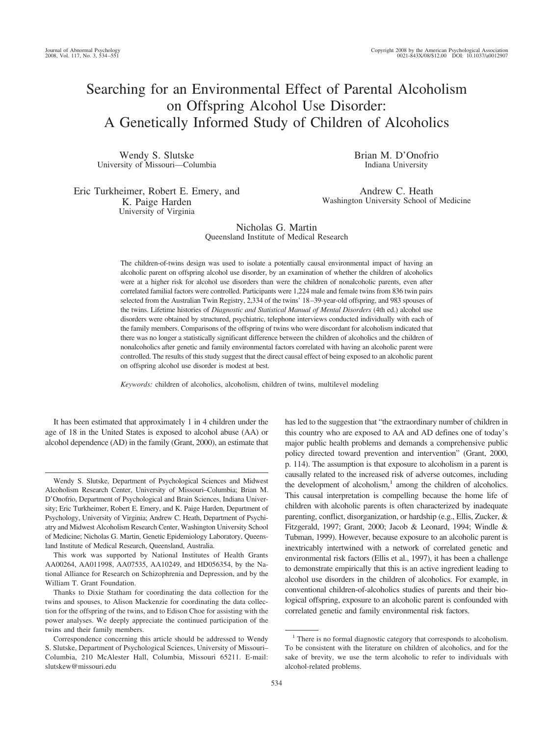# Searching for an Environmental Effect of Parental Alcoholism on Offspring Alcohol Use Disorder: A Genetically Informed Study of Children of Alcoholics

Wendy S. Slutske
University of Missouri—Columbia

Brian M. D'Onofrio
Indiana University

Eric Turkheimer, Robert E. Emery, and K. Paige Harden
University of Virginia

Andrew C. Heath
Washington University School of Medicine

Nicholas G. Martin
Queensland Institute of Medical Research

The children-of-twins design was used to isolate a potentially causal environmental impact of having an alcoholic parent on offspring alcohol use disorder, by an examination of whether the children of alcoholics were at a higher risk for alcohol use disorders than were the children of nonalcoholic parents, even after correlated familial factors were controlled. Participants were 1,224 male and female twins from 836 twin pairs selected from the Australian Twin Registry, 2,334 of the twins' 18–39-year-old offspring, and 983 spouses of the twins. Lifetime histories of *Diagnostic and Statistical Manual of Mental Disorders* (4th ed.) alcohol use disorders were obtained by structured, psychiatric, telephone interviews conducted individually with each of the family members. Comparisons of the offspring of twins who were discordant for alcoholism indicated that there was no longer a statistically significant difference between the children of alcoholics and the children of nonalcoholics after genetic and family environmental factors correlated with having an alcoholic parent were controlled. The results of this study suggest that the direct causal effect of being exposed to an alcoholic parent on offspring alcohol use disorder is modest at best.

*Keywords:* children of alcoholics, alcoholism, children of twins, multilevel modeling

It has been estimated that approximately 1 in 4 children under the age of 18 in the United States is exposed to alcohol abuse (AA) or alcohol dependence (AD) in the family (Grant, 2000), an estimate that has led to the suggestion that "the extraordinary number of children in this country who are exposed to AA and AD defines one of today's major public health problems and demands a comprehensive public policy directed toward prevention and intervention" (Grant, 2000, p. 114). The assumption is that exposure to alcoholism in a parent is causally related to the increased risk of adverse outcomes, including the development of alcoholism,[1] among the children of alcoholics. This causal interpretation is compelling because the home life of children with alcoholic parents is often characterized by inadequate parenting, conflict, disorganization, or hardship (e.g., Ellis, Zucker, & Fitzgerald, 1997; Grant, 2000; Jacob & Leonard, 1994; Windle & Tubman, 1999). However, because exposure to an alcoholic parent is inextricably intertwined with a network of correlated genetic and environmental risk factors (Ellis et al., 1997), it has been a challenge to demonstrate empirically that this is an active ingredient leading to alcohol use disorders in the children of alcoholics. For example, in conventional children-of-alcoholics studies of parents and their biological offspring, exposure to an alcoholic parent is confounded with correlated genetic and family environmental risk factors.

---

Wendy S. Slutske, Department of Psychological Sciences and Midwest Alcoholism Research Center, University of Missouri–Columbia; Brian M. D'Onofrio, Department of Psychological and Brain Sciences, Indiana University; Eric Turkheimer, Robert E. Emery, and K. Paige Harden, Department of Psychology, University of Virginia; Andrew C. Heath, Department of Psychiatry and Midwest Alcoholism Research Center, Washington University School of Medicine; Nicholas G. Martin, Genetic Epidemiology Laboratory, Queensland Institute of Medical Research, Queensland, Australia.

This work was supported by National Institutes of Health Grants AA00264, AA011998, AA07535, AA10249, and HD056354, by the National Alliance for Research on Schizophrenia and Depression, and by the William T. Grant Foundation.

Thanks to Dixie Statham for coordinating the data collection for the twins and spouses, to Alison Mackenzie for coordinating the data collection for the offspring of the twins, and to Edison Choe for assisting with the power analyses. We deeply appreciate the continued participation of the twins and their family members.

Correspondence concerning this article should be addressed to Wendy S. Slutske, Department of Psychological Sciences, University of Missouri–Columbia, 210 McAlester Hall, Columbia, Missouri 65211. E-mail: slutskew@missouri.edu

[1] There is no formal diagnostic category that corresponds to alcoholism. To be consistent with the literature on children of alcoholics, and for the sake of brevity, we use the term alcoholic to refer to individuals with alcohol-related problems.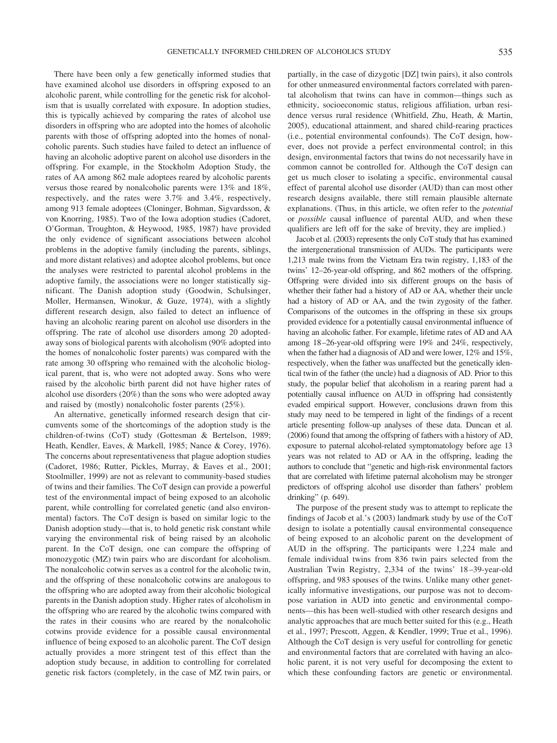There have been only a few genetically informed studies that have examined alcohol use disorders in offspring exposed to an alcoholic parent, while controlling for the genetic risk for alcoholism that is usually correlated with exposure. In adoption studies, this is typically achieved by comparing the rates of alcohol use disorders in offspring who are adopted into the homes of alcoholic parents with those of offspring adopted into the homes of nonalcoholic parents. Such studies have failed to detect an influence of having an alcoholic adoptive parent on alcohol use disorders in the offspring. For example, in the Stockholm Adoption Study, the rates of AA among 862 male adoptees reared by alcoholic parents versus those reared by nonalcoholic parents were 13% and 18%, respectively, and the rates were 3.7% and 3.4%, respectively, among 913 female adoptees (Cloninger, Bohman, Sigvardsson, & von Knorring, 1985). Two of the Iowa adoption studies (Cadoret, O'Gorman, Troughton, & Heywood, 1985, 1987) have provided the only evidence of significant associations between alcohol problems in the adoptive family (including the parents, siblings, and more distant relatives) and adoptee alcohol problems, but once the analyses were restricted to parental alcohol problems in the adoptive family, the associations were no longer statistically significant. The Danish adoption study (Goodwin, Schulsinger, Moller, Hermansen, Winokur, & Guze, 1974), with a slightly different research design, also failed to detect an influence of having an alcoholic rearing parent on alcohol use disorders in the offspring. The rate of alcohol use disorders among 20 adopted-away sons of biological parents with alcoholism (90% adopted into the homes of nonalcoholic foster parents) was compared with the rate among 30 offspring who remained with the alcoholic biological parent, that is, who were not adopted away. Sons who were raised by the alcoholic birth parent did not have higher rates of alcohol use disorders (20%) than the sons who were adopted away and raised by (mostly) nonalcoholic foster parents (25%).

An alternative, genetically informed research design that circumvents some of the shortcomings of the adoption study is the children-of-twins (CoT) study (Gottesman & Bertelson, 1989; Heath, Kendler, Eaves, & Markell, 1985; Nance & Corey, 1976). The concerns about representativeness that plague adoption studies (Cadoret, 1986; Rutter, Pickles, Murray, & Eaves et al., 2001; Stoolmiller, 1999) are not as relevant to community-based studies of twins and their families. The CoT design can provide a powerful test of the environmental impact of being exposed to an alcoholic parent, while controlling for correlated genetic (and also environmental) factors. The CoT design is based on similar logic to the Danish adoption study—that is, to hold genetic risk constant while varying the environmental risk of being raised by an alcoholic parent. In the CoT design, one can compare the offspring of monozygotic (MZ) twin pairs who are discordant for alcoholism. The nonalcoholic cotwin serves as a control for the alcoholic twin, and the offspring of these nonalcoholic cotwins are analogous to the offspring who are adopted away from their alcoholic biological parents in the Danish adoption study. Higher rates of alcoholism in the offspring who are reared by the alcoholic twins compared with the rates in their cousins who are reared by the nonalcoholic cotwins provide evidence for a possible causal environmental influence of being exposed to an alcoholic parent. The CoT design actually provides a more stringent test of this effect than the adoption study because, in addition to controlling for correlated genetic risk factors (completely, in the case of MZ twin pairs, or partially, in the case of dizygotic [DZ] twin pairs), it also controls for other unmeasured environmental factors correlated with parental alcoholism that twins can have in common—things such as ethnicity, socioeconomic status, religious affiliation, urban residence versus rural residence (Whitfield, Zhu, Heath, & Martin, 2005), educational attainment, and shared child-rearing practices (i.e., potential environmental confounds). The CoT design, however, does not provide a perfect environmental control; in this design, environmental factors that twins do not necessarily have in common cannot be controlled for. Although the CoT design can get us much closer to isolating a specific, environmental causal effect of parental alcohol use disorder (AUD) than can most other research designs available, there still remain plausible alternate explanations. (Thus, in this article, we often refer to the *potential* or *possible* causal influence of parental AUD, and when these qualifiers are left off for the sake of brevity, they are implied.)

Jacob et al. (2003) represents the only CoT study that has examined the intergenerational transmission of AUDs. The participants were 1,213 male twins from the Vietnam Era twin registry, 1,183 of the twins' 12–26-year-old offspring, and 862 mothers of the offspring. Offspring were divided into six different groups on the basis of whether their father had a history of AD or AA, whether their uncle had a history of AD or AA, and the twin zygosity of the father. Comparisons of the outcomes in the offspring in these six groups provided evidence for a potentially causal environmental influence of having an alcoholic father. For example, lifetime rates of AD and AA among 18–26-year-old offspring were 19% and 24%, respectively, when the father had a diagnosis of AD and were lower, 12% and 15%, respectively, when the father was unaffected but the genetically identical twin of the father (the uncle) had a diagnosis of AD. Prior to this study, the popular belief that alcoholism in a rearing parent had a potentially causal influence on AUD in offspring had consistently evaded empirical support. However, conclusions drawn from this study may need to be tempered in light of the findings of a recent article presenting follow-up analyses of these data. Duncan et al. (2006) found that among the offspring of fathers with a history of AD, exposure to paternal alcohol-related symptomatology before age 13 years was not related to AD or AA in the offspring, leading the authors to conclude that "genetic and high-risk environmental factors that are correlated with lifetime paternal alcoholism may be stronger predictors of offspring alcohol use disorder than fathers' problem drinking" (p. 649).

The purpose of the present study was to attempt to replicate the findings of Jacob et al.'s (2003) landmark study by use of the CoT design to isolate a potentially causal environmental consequence of being exposed to an alcoholic parent on the development of AUD in the offspring. The participants were 1,224 male and female individual twins from 836 twin pairs selected from the Australian Twin Registry, 2,334 of the twins' 18–39-year-old offspring, and 983 spouses of the twins. Unlike many other genetically informative investigations, our purpose was not to decompose variation in AUD into genetic and environmental components—this has been well-studied with other research designs and analytic approaches that are much better suited for this (e.g., Heath et al., 1997; Prescott, Aggen, & Kendler, 1999; True et al., 1996). Although the CoT design is very useful for controlling for genetic and environmental factors that are correlated with having an alcoholic parent, it is not very useful for decomposing the extent to which these confounding factors are genetic or environmental.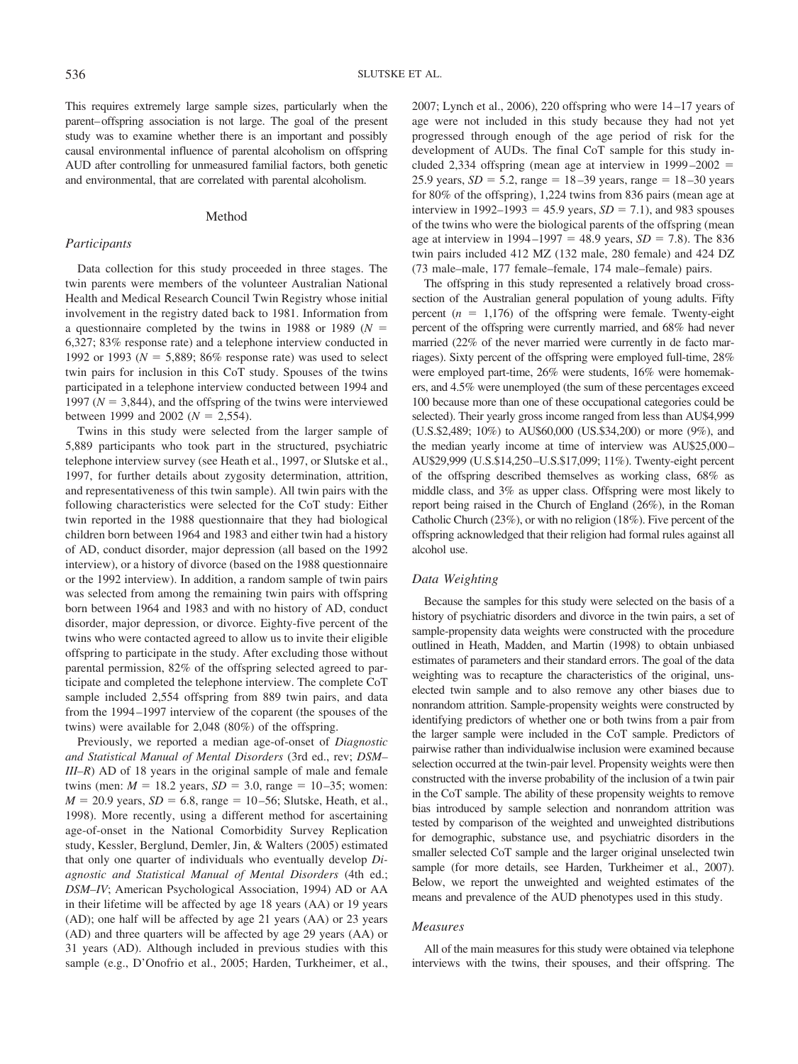This requires extremely large sample sizes, particularly when the parent–offspring association is not large. The goal of the present study was to examine whether there is an important and possibly causal environmental influence of parental alcoholism on offspring AUD after controlling for unmeasured familial factors, both genetic and environmental, that are correlated with parental alcoholism.

## Method

### Participants

Data collection for this study proceeded in three stages. The twin parents were members of the volunteer Australian National Health and Medical Research Council Twin Registry whose initial involvement in the registry dated back to 1981. Information from a questionnaire completed by the twins in 1988 or 1989 ($N$ = 6,327; 83% response rate) and a telephone interview conducted in 1992 or 1993 ($N$ = 5,889; 86% response rate) was used to select twin pairs for inclusion in this CoT study. Spouses of the twins participated in a telephone interview conducted between 1994 and 1997 ($N$ = 3,844), and the offspring of the twins were interviewed between 1999 and 2002 ($N$ = 2,554).

Twins in this study were selected from the larger sample of 5,889 participants who took part in the structured, psychiatric telephone interview survey (see Heath et al., 1997, or Slutske et al., 1997, for further details about zygosity determination, attrition, and representativeness of this twin sample). All twin pairs with the following characteristics were selected for the CoT study: Either twin reported in the 1988 questionnaire that they had biological children born between 1964 and 1983 and either twin had a history of AD, conduct disorder, major depression (all based on the 1992 interview), or a history of divorce (based on the 1988 questionnaire or the 1992 interview). In addition, a random sample of twin pairs was selected from among the remaining twin pairs with offspring born between 1964 and 1983 and with no history of AD, conduct disorder, major depression, or divorce. Eighty-five percent of the twins who were contacted agreed to allow us to invite their eligible offspring to participate in the study. After excluding those without parental permission, 82% of the offspring selected agreed to participate and completed the telephone interview. The complete CoT sample included 2,554 offspring from 889 twin pairs, and data from the 1994–1997 interview of the coparent (the spouses of the twins) were available for 2,048 (80%) of the offspring.

Previously, we reported a median age-of-onset of *Diagnostic and Statistical Manual of Mental Disorders* (3rd ed., rev; *DSM–III–R*) AD of 18 years in the original sample of male and female twins (men: $M$ = 18.2 years, $SD$ = 3.0, range = 10–35; women: $M$ = 20.9 years, $SD$ = 6.8, range = 10–56; Slutske, Heath, et al., 1998). More recently, using a different method for ascertaining age-of-onset in the National Comorbidity Survey Replication study, Kessler, Berglund, Demler, Jin, & Walters (2005) estimated that only one quarter of individuals who eventually develop *Diagnostic and Statistical Manual of Mental Disorders* (4th ed.; *DSM–IV*; American Psychological Association, 1994) AD or AA in their lifetime will be affected by age 18 years (AA) or 19 years (AD); one half will be affected by age 21 years (AA) or 23 years (AD) and three quarters will be affected by age 29 years (AA) or 31 years (AD). Although included in previous studies with this sample (e.g., D'Onofrio et al., 2005; Harden, Turkheimer, et al., 2007; Lynch et al., 2006), 220 offspring who were 14–17 years of age were not included in this study because they had not yet progressed through enough of the age period of risk for the development of AUDs. The final CoT sample for this study included 2,334 offspring (mean age at interview in 1999–2002 = 25.9 years, $SD$ = 5.2, range = 18–39 years, range = 18–30 years for 80% of the offspring), 1,224 twins from 836 pairs (mean age at interview in 1992–1993 = 45.9 years, $SD$ = 7.1), and 983 spouses of the twins who were the biological parents of the offspring (mean age at interview in 1994–1997 = 48.9 years, $SD$ = 7.8). The 836 twin pairs included 412 MZ (132 male, 280 female) and 424 DZ (73 male–male, 177 female–female, 174 male–female) pairs.

The offspring in this study represented a relatively broad cross-section of the Australian general population of young adults. Fifty percent ($n$ = 1,176) of the offspring were female. Twenty-eight percent of the offspring were currently married, and 68% had never married (22% of the never married were currently in de facto marriages). Sixty percent of the offspring were employed full-time, 28% were employed part-time, 26% were students, 16% were homemakers, and 4.5% were unemployed (the sum of these percentages exceed 100 because more than one of these occupational categories could be selected). Their yearly gross income ranged from less than AU$4,999 (U.S.$2,489; 10%) to AU$60,000 (US.$34,200) or more (9%), and the median yearly income at time of interview was AU$25,000–AU$29,999 (U.S.$14,250–U.S.$17,099; 11%). Twenty-eight percent of the offspring described themselves as working class, 68% as middle class, and 3% as upper class. Offspring were most likely to report being raised in the Church of England (26%), in the Roman Catholic Church (23%), or with no religion (18%). Five percent of the offspring acknowledged that their religion had formal rules against all alcohol use.

### Data Weighting

Because the samples for this study were selected on the basis of a history of psychiatric disorders and divorce in the twin pairs, a set of sample-propensity data weights were constructed with the procedure outlined in Heath, Madden, and Martin (1998) to obtain unbiased estimates of parameters and their standard errors. The goal of the data weighting was to recapture the characteristics of the original, unselected twin sample and to also remove any other biases due to nonrandom attrition. Sample-propensity weights were constructed by identifying predictors of whether one or both twins from a pair from the larger sample were included in the CoT sample. Predictors of pairwise rather than individualwise inclusion were examined because selection occurred at the twin-pair level. Propensity weights were then constructed with the inverse probability of the inclusion of a twin pair in the CoT sample. The ability of these propensity weights to remove bias introduced by sample selection and nonrandom attrition was tested by comparison of the weighted and unweighted distributions for demographic, substance use, and psychiatric disorders in the smaller selected CoT sample and the larger original unselected twin sample (for more details, see Harden, Turkheimer et al., 2007). Below, we report the unweighted and weighted estimates of the means and prevalence of the AUD phenotypes used in this study.

### Measures

All of the main measures for this study were obtained via telephone interviews with the twins, their spouses, and their offspring. The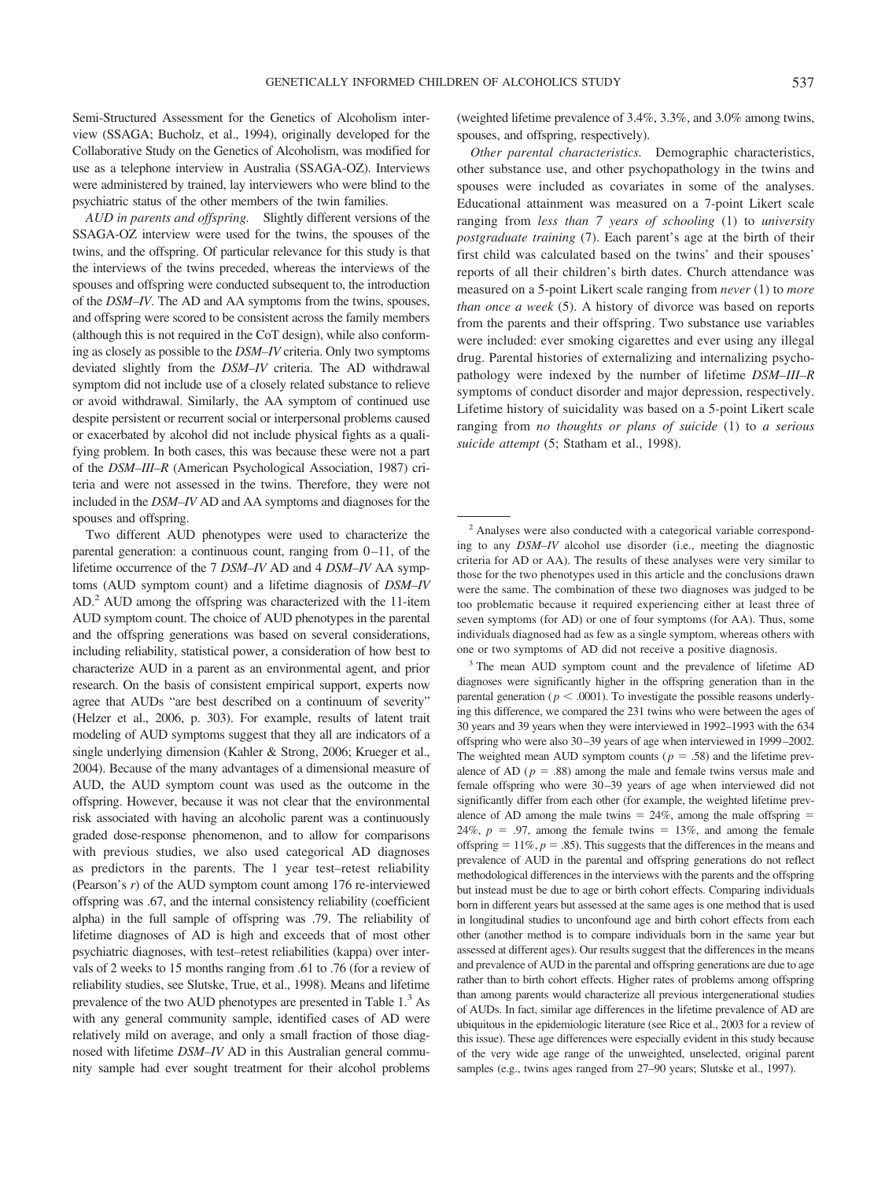Semi-Structured Assessment for the Genetics of Alcoholism interview (SSAGA; Bucholz, et al., 1994), originally developed for the Collaborative Study on the Genetics of Alcoholism, was modified for use as a telephone interview in Australia (SSAGA-OZ). Interviews were administered by trained, lay interviewers who were blind to the psychiatric status of the other members of the twin families.

*AUD in parents and offspring.* Slightly different versions of the SSAGA-OZ interview were used for the twins, the spouses of the twins, and the offspring. Of particular relevance for this study is that the interviews of the twins preceded, whereas the interviews of the spouses and offspring were conducted subsequent to, the introduction of the *DSM–IV*. The AD and AA symptoms from the twins, spouses, and offspring were scored to be consistent across the family members (although this is not required in the CoT design), while also conforming as closely as possible to the *DSM–IV* criteria. Only two symptoms deviated slightly from the *DSM–IV* criteria. The AD withdrawal symptom did not include use of a closely related substance to relieve or avoid withdrawal. Similarly, the AA symptom of continued use despite persistent or recurrent social or interpersonal problems caused or exacerbated by alcohol did not include physical fights as a qualifying problem. In both cases, this was because these were not a part of the *DSM–III–R* (American Psychological Association, 1987) criteria and were not assessed in the twins. Therefore, they were not included in the *DSM–IV* AD and AA symptoms and diagnoses for the spouses and offspring.

Two different AUD phenotypes were used to characterize the parental generation: a continuous count, ranging from 0–11, of the lifetime occurrence of the 7 *DSM–IV* AD and 4 *DSM–IV* AA symptoms (AUD symptom count) and a lifetime diagnosis of *DSM–IV* AD.[2] AUD among the offspring was characterized with the 11-item AUD symptom count. The choice of AUD phenotypes in the parental and the offspring generations was based on several considerations, including reliability, statistical power, a consideration of how best to characterize AUD in a parent as an environmental agent, and prior research. On the basis of consistent empirical support, experts now agree that AUDs "are best described on a continuum of severity" (Helzer et al., 2006, p. 303). For example, results of latent trait modeling of AUD symptoms suggest that they all are indicators of a single underlying dimension (Kahler & Strong, 2006; Krueger et al., 2004). Because of the many advantages of a dimensional measure of AUD, the AUD symptom count was used as the outcome in the offspring. However, because it was not clear that the environmental risk associated with having an alcoholic parent was a continuously graded dose-response phenomenon, and to allow for comparisons with previous studies, we also used categorical AD diagnoses as predictors in the parents. The 1 year test–retest reliability (Pearson's *r*) of the AUD symptom count among 176 re-interviewed offspring was .67, and the internal consistency reliability (coefficient alpha) in the full sample of offspring was .79. The reliability of lifetime diagnoses of AD is high and exceeds that of most other psychiatric diagnoses, with test–retest reliabilities (kappa) over intervals of 2 weeks to 15 months ranging from .61 to .76 (for a review of reliability studies, see Slutske, True, et al., 1998). Means and lifetime prevalence of the two AUD phenotypes are presented in Table 1.[3] As with any general community sample, identified cases of AD were relatively mild on average, and only a small fraction of those diagnosed with lifetime *DSM–IV* AD in this Australian general community sample had ever sought treatment for their alcohol problems (weighted lifetime prevalence of 3.4%, 3.3%, and 3.0% among twins, spouses, and offspring, respectively).

*Other parental characteristics.* Demographic characteristics, other substance use, and other psychopathology in the twins and spouses were included as covariates in some of the analyses. Educational attainment was measured on a 7-point Likert scale ranging from *less than 7 years of schooling* (1) to *university postgraduate training* (7). Each parent's age at the birth of their first child was calculated based on the twins' and their spouses' reports of all their children's birth dates. Church attendance was measured on a 5-point Likert scale ranging from *never* (1) to *more than once a week* (5). A history of divorce was based on reports from the parents and their offspring. Two substance use variables were included: ever smoking cigarettes and ever using any illegal drug. Parental histories of externalizing and internalizing psychopathology were indexed by the number of lifetime *DSM–III–R* symptoms of conduct disorder and major depression, respectively. Lifetime history of suicidality was based on a 5-point Likert scale ranging from *no thoughts or plans of suicide* (1) to *a serious suicide attempt* (5; Statham et al., 1998).

---

[2] Analyses were also conducted with a categorical variable corresponding to any *DSM–IV* alcohol use disorder (i.e., meeting the diagnostic criteria for AD or AA). The results of these analyses were very similar to those for the two phenotypes used in this article and the conclusions drawn were the same. The combination of these two diagnoses was judged to be too problematic because it required experiencing either at least three of seven symptoms (for AD) or one of four symptoms (for AA). Thus, some individuals diagnosed had as few as a single symptom, whereas others with one or two symptoms of AD did not receive a positive diagnosis.

[3] The mean AUD symptom count and the prevalence of lifetime AD diagnoses were significantly higher in the offspring generation than in the parental generation ($p < .0001$). To investigate the possible reasons underlying this difference, we compared the 231 twins who were between the ages of 30 years and 39 years when they were interviewed in 1992–1993 with the 634 offspring who were also 30–39 years of age when interviewed in 1999–2002. The weighted mean AUD symptom counts ($p = .58$) and the lifetime prevalence of AD ($p = .88$) among the male and female twins versus male and female offspring who were 30–39 years of age when interviewed did not significantly differ from each other (for example, the weighted lifetime prevalence of AD among the male twins = 24%, among the male offspring = 24%, $p = .97$, among the female twins = 13%, and among the female offspring = 11%, $p = .85$). This suggests that the differences in the means and prevalence of AUD in the parental and offspring generations do not reflect methodological differences in the interviews with the parents and the offspring but instead must be due to age or birth cohort effects. Comparing individuals born in different years but assessed at the same ages is one method that is used in longitudinal studies to unconfound age and birth cohort effects from each other (another method is to compare individuals born in the same year but assessed at different ages). Our results suggest that the differences in the means and prevalence of AUD in the parental and offspring generations are due to age rather than to birth cohort effects. Higher rates of problems among offspring than among parents would characterize all previous intergenerational studies of AUDs. In fact, similar age differences in the lifetime prevalence of AD are ubiquitous in the epidemiologic literature (see Rice et al., 2003 for a review of this issue). These age differences were especially evident in this study because of the very wide age range of the unweighted, unselected, original parent samples (e.g., twins ages ranged from 27–90 years; Slutske et al., 1997).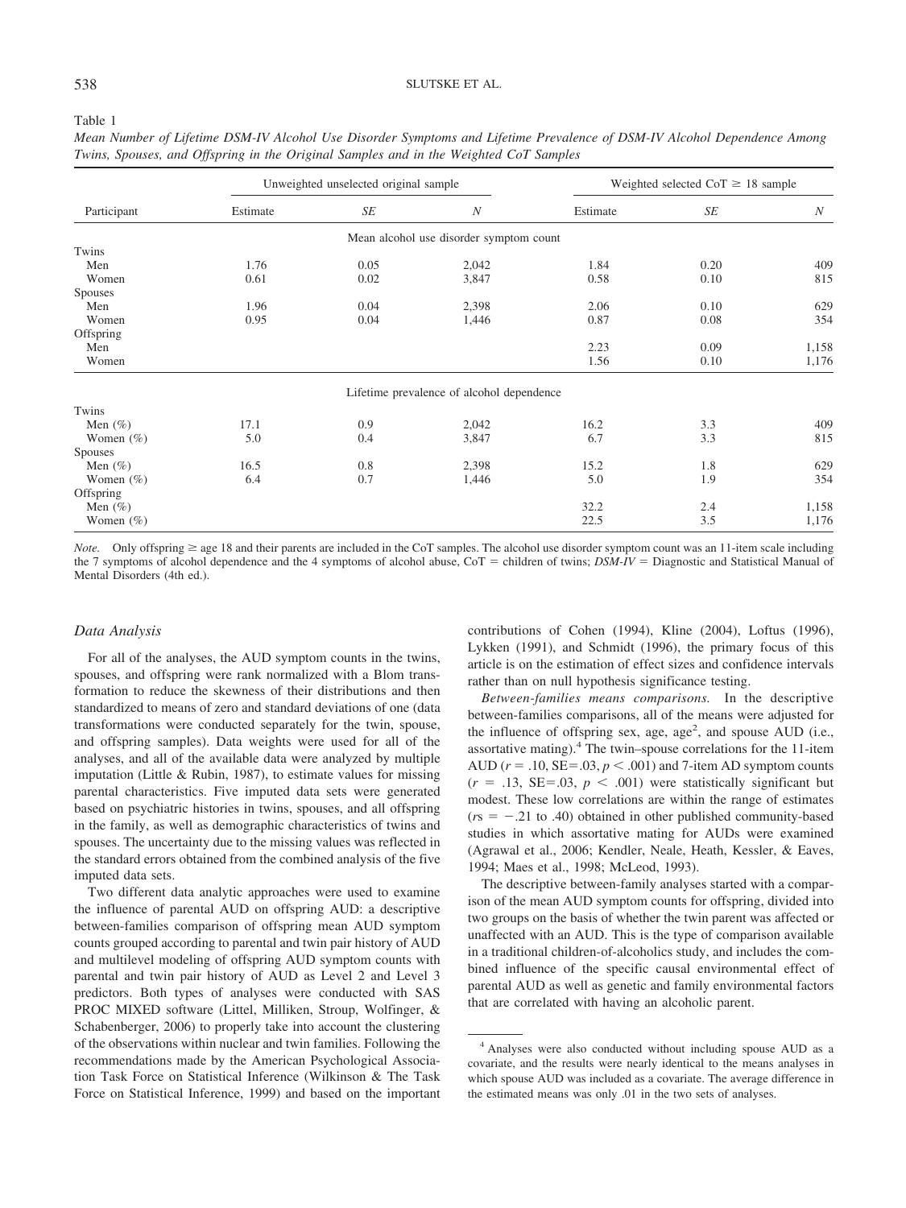Table 1

*Mean Number of Lifetime DSM-IV Alcohol Use Disorder Symptoms and Lifetime Prevalence of DSM-IV Alcohol Dependence Among Twins, Spouses, and Offspring in the Original Samples and in the Weighted CoT Samples*

| Participant | Unweighted unselected original sample | | | Weighted selected CoT ≥ 18 sample | | |
|---|---|---|---|---|---|---|
| | Estimate | *SE* | *N* | Estimate | *SE* | *N* |
| | | | Mean alcohol use disorder symptom count | | | |
| Twins | | | | | | |
| Men | 1.76 | 0.05 | 2,042 | 1.84 | 0.20 | 409 |
| Women | 0.61 | 0.02 | 3,847 | 0.58 | 0.10 | 815 |
| Spouses | | | | | | |
| Men | 1.96 | 0.04 | 2,398 | 2.06 | 0.10 | 629 |
| Women | 0.95 | 0.04 | 1,446 | 0.87 | 0.08 | 354 |
| Offspring | | | | | | |
| Men | | | | 2.23 | 0.09 | 1,158 |
| Women | | | | 1.56 | 0.10 | 1,176 |
| | | | Lifetime prevalence of alcohol dependence | | | |
| Twins | | | | | | |
| Men (%) | 17.1 | 0.9 | 2,042 | 16.2 | 3.3 | 409 |
| Women (%) | 5.0 | 0.4 | 3,847 | 6.7 | 3.3 | 815 |
| Spouses | | | | | | |
| Men (%) | 16.5 | 0.8 | 2,398 | 15.2 | 1.8 | 629 |
| Women (%) | 6.4 | 0.7 | 1,446 | 5.0 | 1.9 | 354 |
| Offspring | | | | | | |
| Men (%) | | | | 32.2 | 2.4 | 1,158 |
| Women (%) | | | | 22.5 | 3.5 | 1,176 |

*Note.* Only offspring ≥ age 18 and their parents are included in the CoT samples. The alcohol use disorder symptom count was an 11-item scale including the 7 symptoms of alcohol dependence and the 4 symptoms of alcohol abuse, CoT = children of twins; *DSM-IV* = Diagnostic and Statistical Manual of Mental Disorders (4th ed.).

### Data Analysis

For all of the analyses, the AUD symptom counts in the twins, spouses, and offspring were rank normalized with a Blom transformation to reduce the skewness of their distributions and then standardized to means of zero and standard deviations of one (data transformations were conducted separately for the twin, spouse, and offspring samples). Data weights were used for all of the analyses, and all of the available data were analyzed by multiple imputation (Little & Rubin, 1987), to estimate values for missing parental characteristics. Five imputed data sets were generated based on psychiatric histories in twins, spouses, and all offspring in the family, as well as demographic characteristics of twins and spouses. The uncertainty due to the missing values was reflected in the standard errors obtained from the combined analysis of the five imputed data sets.

Two different data analytic approaches were used to examine the influence of parental AUD on offspring AUD: a descriptive between-families comparison of offspring mean AUD symptom counts grouped according to parental and twin pair history of AUD and multilevel modeling of offspring AUD symptom counts with parental and twin pair history of AUD as Level 2 and Level 3 predictors. Both types of analyses were conducted with SAS PROC MIXED software (Littel, Milliken, Stroup, Wolfinger, & Schabenberger, 2006) to properly take into account the clustering of the observations within nuclear and twin families. Following the recommendations made by the American Psychological Association Task Force on Statistical Inference (Wilkinson & The Task Force on Statistical Inference, 1999) and based on the important contributions of Cohen (1994), Kline (2004), Loftus (1996), Lykken (1991), and Schmidt (1996), the primary focus of this article is on the estimation of effect sizes and confidence intervals rather than on null hypothesis significance testing.

*Between-families means comparisons.* In the descriptive between-families comparisons, all of the means were adjusted for the influence of offspring sex, age, age$^2$, and spouse AUD (i.e., assortative mating).[4] The twin–spouse correlations for the 11-item AUD ($r$ = .10, SE=.03, $p < .001$) and 7-item AD symptom counts ($r$ = .13, SE=.03, $p < .001$) were statistically significant but modest. These low correlations are within the range of estimates ($r$s = −.21 to .40) obtained in other published community-based studies in which assortative mating for AUDs were examined (Agrawal et al., 2006; Kendler, Neale, Heath, Kessler, & Eaves, 1994; Maes et al., 1998; McLeod, 1993).

The descriptive between-family analyses started with a comparison of the mean AUD symptom counts for offspring, divided into two groups on the basis of whether the twin parent was affected or unaffected with an AUD. This is the type of comparison available in a traditional children-of-alcoholics study, and includes the combined influence of the specific causal environmental effect of parental AUD as well as genetic and family environmental factors that are correlated with having an alcoholic parent.

[4] Analyses were also conducted without including spouse AUD as a covariate, and the results were nearly identical to the means analyses in which spouse AUD was included as a covariate. The average difference in the estimated means was only .01 in the two sets of analyses.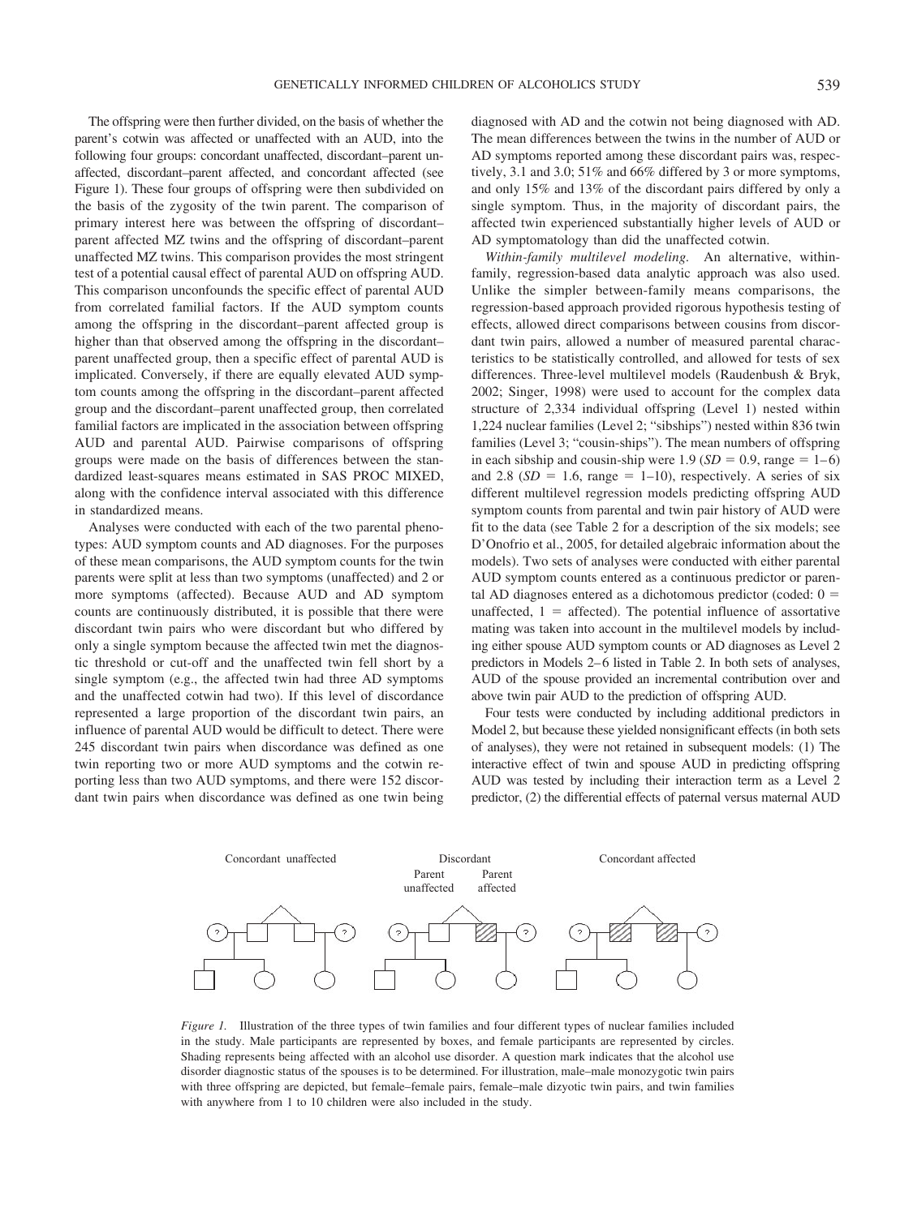The offspring were then further divided, on the basis of whether the parent's cotwin was affected or unaffected with an AUD, into the following four groups: concordant unaffected, discordant–parent unaffected, discordant–parent affected, and concordant affected (see Figure 1). These four groups of offspring were then subdivided on the basis of the zygosity of the twin parent. The comparison of primary interest here was between the offspring of discordant–parent affected MZ twins and the offspring of discordant–parent unaffected MZ twins. This comparison provides the most stringent test of a potential causal effect of parental AUD on offspring AUD. This comparison unconfounds the specific effect of parental AUD from correlated familial factors. If the AUD symptom counts among the offspring in the discordant–parent affected group is higher than that observed among the offspring in the discordant–parent unaffected group, then a specific effect of parental AUD is implicated. Conversely, if there are equally elevated AUD symptom counts among the offspring in the discordant–parent affected group and the discordant–parent unaffected group, then correlated familial factors are implicated in the association between offspring AUD and parental AUD. Pairwise comparisons of offspring groups were made on the basis of differences between the standardized least-squares means estimated in SAS PROC MIXED, along with the confidence interval associated with this difference in standardized means.

Analyses were conducted with each of the two parental phenotypes: AUD symptom counts and AD diagnoses. For the purposes of these mean comparisons, the AUD symptom counts for the twin parents were split at less than two symptoms (unaffected) and 2 or more symptoms (affected). Because AUD and AD symptom counts are continuously distributed, it is possible that there were discordant twin pairs who were discordant but who differed by only a single symptom because the affected twin met the diagnostic threshold or cut-off and the unaffected twin fell short by a single symptom (e.g., the affected twin had three AD symptoms and the unaffected cotwin had two). If this level of discordance represented a large proportion of the discordant twin pairs, an influence of parental AUD would be difficult to detect. There were 245 discordant twin pairs when discordance was defined as one twin reporting two or more AUD symptoms and the cotwin reporting less than two AUD symptoms, and there were 152 discordant twin pairs when discordance was defined as one twin being diagnosed with AD and the cotwin not being diagnosed with AD. The mean differences between the twins in the number of AUD or AD symptoms reported among these discordant pairs was, respectively, 3.1 and 3.0; 51% and 66% differed by 3 or more symptoms, and only 15% and 13% of the discordant pairs differed by only a single symptom. Thus, in the majority of discordant pairs, the affected twin experienced substantially higher levels of AUD or AD symptomatology than did the unaffected cotwin.

*Within-family multilevel modeling.* An alternative, within-family, regression-based data analytic approach was also used. Unlike the simpler between-family means comparisons, the regression-based approach provided rigorous hypothesis testing of effects, allowed direct comparisons between cousins from discordant twin pairs, allowed a number of measured parental characteristics to be statistically controlled, and allowed for tests of sex differences. Three-level multilevel models (Raudenbush & Bryk, 2002; Singer, 1998) were used to account for the complex data structure of 2,334 individual offspring (Level 1) nested within 1,224 nuclear families (Level 2; "sibships") nested within 836 twin families (Level 3; "cousin-ships"). The mean numbers of offspring in each sibship and cousin-ship were 1.9 ($SD = 0.9$, range = 1–6) and 2.8 ($SD = 1.6$, range = 1–10), respectively. A series of six different multilevel regression models predicting offspring AUD symptom counts from parental and twin pair history of AUD were fit to the data (see Table 2 for a description of the six models; see D'Onofrio et al., 2005, for detailed algebraic information about the models). Two sets of analyses were conducted with either parental AUD symptom counts entered as a continuous predictor or parental AD diagnoses entered as a dichotomous predictor (coded: 0 = unaffected, 1 = affected). The potential influence of assortative mating was taken into account in the multilevel models by including either spouse AUD symptom counts or AD diagnoses as Level 2 predictors in Models 2–6 listed in Table 2. In both sets of analyses, AUD of the spouse provided an incremental contribution over and above twin pair AUD to the prediction of offspring AUD.

Four tests were conducted by including additional predictors in Model 2, but because these yielded nonsignificant effects (in both sets of analyses), they were not retained in subsequent models: (1) The interactive effect of twin and spouse AUD in predicting offspring AUD was tested by including their interaction term as a Level 2 predictor, (2) the differential effects of paternal versus maternal AUD

*Figure 1.* Illustration of the three types of twin families and four different types of nuclear families included in the study. Male participants are represented by boxes, and female participants are represented by circles. Shading represents being affected with an alcohol use disorder. A question mark indicates that the alcohol use disorder diagnostic status of the spouses is to be determined. For illustration, male–male monozygotic twin pairs with three offspring are depicted, but female–female pairs, female–male dizyotic twin pairs, and twin families with anywhere from 1 to 10 children were also included in the study.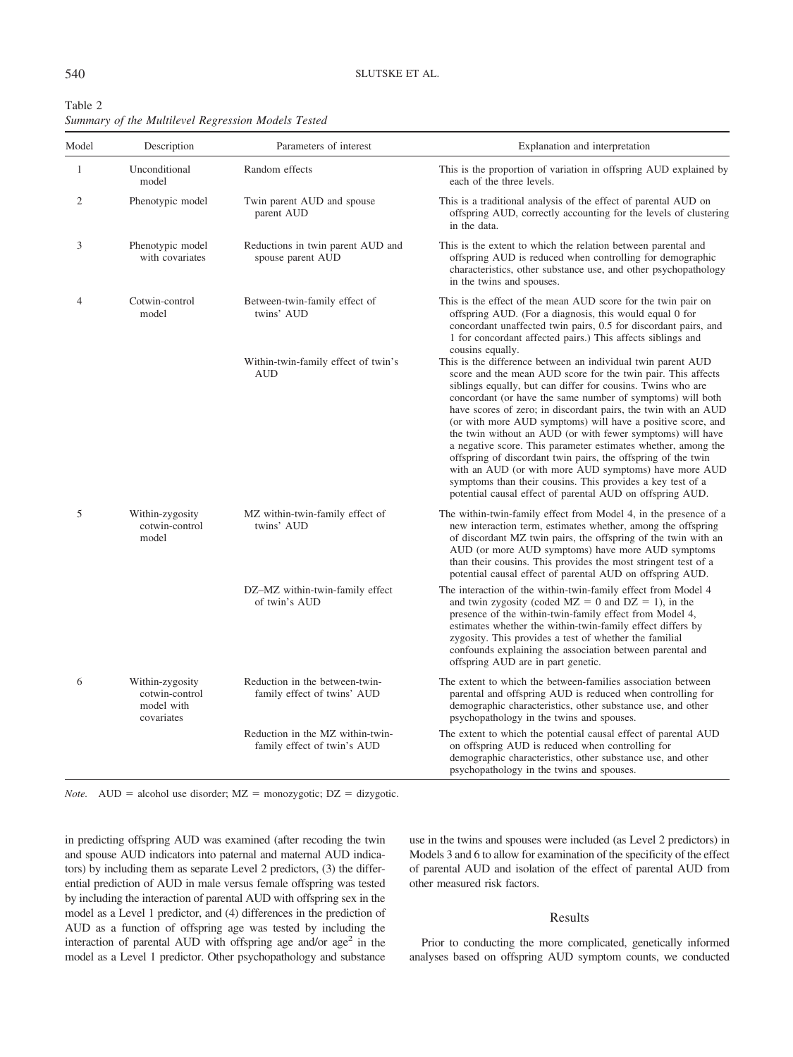Table 2
*Summary of the Multilevel Regression Models Tested*

| Model | Description | Parameters of interest | Explanation and interpretation |
|---|---|---|---|
| 1 | Unconditional model | Random effects | This is the proportion of variation in offspring AUD explained by each of the three levels. |
| 2 | Phenotypic model | Twin parent AUD and spouse parent AUD | This is a traditional analysis of the effect of parental AUD on offspring AUD, correctly accounting for the levels of clustering in the data. |
| 3 | Phenotypic model with covariates | Reductions in twin parent AUD and spouse parent AUD | This is the extent to which the relation between parental and offspring AUD is reduced when controlling for demographic characteristics, other substance use, and other psychopathology in the twins and spouses. |
| 4 | Cotwin-control model | Between-twin-family effect of twins' AUD | This is the effect of the mean AUD score for the twin pair on offspring AUD. (For a diagnosis, this would equal 0 for concordant unaffected twin pairs, 0.5 for discordant pairs, and 1 for concordant affected pairs.) This affects siblings and cousins equally. |
| | | Within-twin-family effect of twin's AUD | This is the difference between an individual twin parent AUD score and the mean AUD score for the twin pair. This affects siblings equally, but can differ for cousins. Twins who are concordant (or have the same number of symptoms) will both have scores of zero; in discordant pairs, the twin with an AUD (or with more AUD symptoms) will have a positive score, and the twin without an AUD (or with fewer symptoms) will have a negative score. This parameter estimates whether, among the offspring of discordant twin pairs, the offspring of the twin with an AUD (or with more AUD symptoms) have more AUD symptoms than their cousins. This provides a key test of a potential causal effect of parental AUD on offspring AUD. |
| 5 | Within-zygosity cotwin-control model | MZ within-twin-family effect of twins' AUD | The within-twin-family effect from Model 4, in the presence of a new interaction term, estimates whether, among the offspring of discordant MZ twin pairs, the offspring of the twin with an AUD (or more AUD symptoms) have more AUD symptoms than their cousins. This provides the most stringent test of a potential causal effect of parental AUD on offspring AUD. |
| | | DZ–MZ within-twin-family effect of twin's AUD | The interaction of the within-twin-family effect from Model 4 and twin zygosity (coded MZ = 0 and DZ = 1), in the presence of the within-twin-family effect from Model 4, estimates whether the within-twin-family effect differs by zygosity. This provides a test of whether the familial confounds explaining the association between parental and offspring AUD are in part genetic. |
| 6 | Within-zygosity cotwin-control model with covariates | Reduction in the between-twin-family effect of twins' AUD | The extent to which the between-families association between parental and offspring AUD is reduced when controlling for demographic characteristics, other substance use, and other psychopathology in the twins and spouses. |
| | | Reduction in the MZ within-twin-family effect of twin's AUD | The extent to which the potential causal effect of parental AUD on offspring AUD is reduced when controlling for demographic characteristics, other substance use, and other psychopathology in the twins and spouses. |

*Note.* AUD = alcohol use disorder; MZ = monozygotic; DZ = dizygotic.

in predicting offspring AUD was examined (after recoding the twin and spouse AUD indicators into paternal and maternal AUD indicators) by including them as separate Level 2 predictors, (3) the differential prediction of AUD in male versus female offspring was tested by including the interaction of parental AUD with offspring sex in the model as a Level 1 predictor, and (4) differences in the prediction of AUD as a function of offspring age was tested by including the interaction of parental AUD with offspring age and/or age$^2$ in the model as a Level 1 predictor. Other psychopathology and substance use in the twins and spouses were included (as Level 2 predictors) in Models 3 and 6 to allow for examination of the specificity of the effect of parental AUD and isolation of the effect of parental AUD from other measured risk factors.

## Results

Prior to conducting the more complicated, genetically informed analyses based on offspring AUD symptom counts, we conducted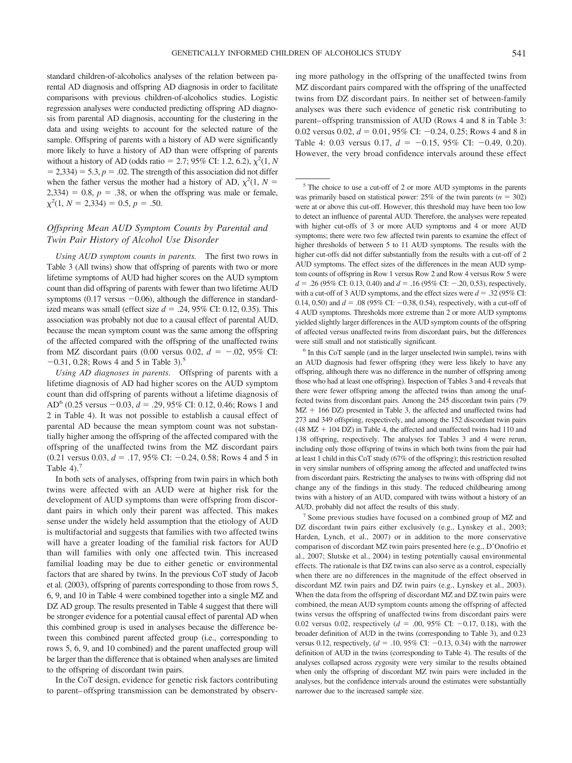standard children-of-alcoholics analyses of the relation between parental AD diagnosis and offspring AD diagnosis in order to facilitate comparisons with previous children-of-alcoholics studies. Logistic regression analyses were conducted predicting offspring AD diagnosis from parental AD diagnosis, accounting for the clustering in the data and using weights to account for the selected nature of the sample. Offspring of parents with a history of AD were significantly more likely to have a history of AD than were offspring of parents without a history of AD (odds ratio = 2.7; 95% CI: 1.2, 6.2), $\chi^2(1, N = 2{,}334) = 5.3$, $p = .02$. The strength of this association did not differ when the father versus the mother had a history of AD, $\chi^2(1, N = 2{,}334) = 0.8$, $p = .38$, or when the offspring was male or female, $\chi^2(1, N = 2{,}334) = 0.5$, $p = .50$.

### *Offspring Mean AUD Symptom Counts by Parental and Twin Pair History of Alcohol Use Disorder*

*Using AUD symptom counts in parents.* The first two rows in Table 3 (All twins) show that offspring of parents with two or more lifetime symptoms of AUD had higher scores on the AUD symptom count than did offspring of parents with fewer than two lifetime AUD symptoms (0.17 versus −0.06), although the difference in standardized means was small (effect size $d = .24$, 95% CI: 0.12, 0.35). This association was probably not due to a causal effect of parental AUD, because the mean symptom count was the same among the offspring of the affected compared with the offspring of the unaffected twins from MZ discordant pairs (0.00 versus 0.02, $d = -.02$, 95% CI: −0.31, 0.28; Rows 4 and 5 in Table 3).[5]

*Using AD diagnoses in parents.* Offspring of parents with a lifetime diagnosis of AD had higher scores on the AUD symptom count than did offspring of parents without a lifetime diagnosis of AD[6] (0.25 versus −0.03, $d = .29$, 95% CI: 0.12, 0.46; Rows 1 and 2 in Table 4). It was not possible to establish a causal effect of parental AD because the mean symptom count was not substantially higher among the offspring of the affected compared with the offspring of the unaffected twins from the MZ discordant pairs (0.21 versus 0.03, $d = .17$, 95% CI: −0.24, 0.58; Rows 4 and 5 in Table 4).[7]

In both sets of analyses, offspring from twin pairs in which both twins were affected with an AUD were at higher risk for the development of AUD symptoms than were offspring from discordant pairs in which only their parent was affected. This makes sense under the widely held assumption that the etiology of AUD is multifactorial and suggests that families with two affected twins will have a greater loading of the familial risk factors for AUD than will families with only one affected twin. This increased familial loading may be due to either genetic or environmental factors that are shared by twins. In the previous CoT study of Jacob et al. (2003), offspring of parents corresponding to those from rows 5, 6, 9, and 10 in Table 4 were combined together into a single MZ and DZ AD group. The results presented in Table 4 suggest that there will be stronger evidence for a potential causal effect of parental AD when this combined group is used in analyses because the difference between this combined parent affected group (i.e., corresponding to rows 5, 6, 9, and 10 combined) and the parent unaffected group will be larger than the difference that is obtained when analyses are limited to the offspring of discordant twin pairs.

In the CoT design, evidence for genetic risk factors contributing to parent–offspring transmission can be demonstrated by observing more pathology in the offspring of the unaffected twins from MZ discordant pairs compared with the offspring of the unaffected twins from DZ discordant pairs. In neither set of between-family analyses was there such evidence of genetic risk contributing to parent–offspring transmission of AUD (Rows 4 and 8 in Table 3: 0.02 versus 0.02, $d = 0.01$, 95% CI: −0.24, 0.25; Rows 4 and 8 in Table 4: 0.03 versus 0.17, $d = -0.15$, 95% CI: −0.49, 0.20). However, the very broad confidence intervals around these effect

---

[5] The choice to use a cut-off of 2 or more AUD symptoms in the parents was primarily based on statistical power: 25% of the twin parents ($n = 302$) were at or above this cut-off. However, this threshold may have been too low to detect an influence of parental AUD. Therefore, the analyses were repeated with higher cut-offs of 3 or more AUD symptoms and 4 or more AUD symptoms; there were two few affected twin parents to examine the effect of higher thresholds of between 5 to 11 AUD symptoms. The results with the higher cut-offs did not differ substantially from the results with a cut-off of 2 AUD symptoms. The effect sizes of the differences in the mean AUD symptom counts of offspring in Row 1 versus Row 2 and Row 4 versus Row 5 were $d = .26$ (95% CI: 0.13, 0.40) and $d = .16$ (95% CI: −.20, 0.53), respectively, with a cut-off of 3 AUD symptoms, and the effect sizes were $d = .32$ (95% CI: 0.14, 0.50) and $d = .08$ (95% CI: −0.38, 0.54), respectively, with a cut-off of 4 AUD symptoms. Thresholds more extreme than 2 or more AUD symptoms yielded slightly larger differences in the AUD symptom counts of the offspring of affected versus unaffected twins from discordant pairs, but the differences were still small and not statistically significant.

[6] In this CoT sample (and in the larger unselected twin sample), twins with an AUD diagnosis had fewer offspring (they were less likely to have any offspring, although there was no difference in the number of offspring among those who had at least one offspring). Inspection of Tables 3 and 4 reveals that there were fewer offspring among the affected twins than among the unaffected twins from discordant pairs. Among the 245 discordant twin pairs (79 MZ + 166 DZ) presented in Table 3, the affected and unaffected twins had 273 and 349 offspring, respectively, and among the 152 discordant twin pairs (48 MZ + 104 DZ) in Table 4, the affected and unaffected twins had 110 and 138 offspring, respectively. The analyses for Tables 3 and 4 were rerun, including only those offspring of twins in which both twins from the pair had at least 1 child in this CoT study (67% of the offspring); this restriction resulted in very similar numbers of offspring among the affected and unaffected twins from discordant pairs. Restricting the analyses to twins with offspring did not change any of the findings in this study. The reduced childbearing among twins with a history of an AUD, compared with twins without a history of an AUD, probably did not affect the results of this study.

[7] Some previous studies have focused on a combined group of MZ and DZ discordant twin pairs either exclusively (e.g., Lynskey et al., 2003; Harden, Lynch, et al., 2007) or in addition to the more conservative comparison of discordant MZ twin pairs presented here (e.g., D'Onofrio et al., 2007; Slutske et al., 2004) in testing potentially causal environmental effects. The rationale is that DZ twins can also serve as a control, especially when there are no differences in the magnitude of the effect observed in discordant MZ twin pairs and DZ twin pairs (e.g., Lynskey et al., 2003). When the data from the offspring of discordant MZ and DZ twin pairs were combined, the mean AUD symptom counts among the offspring of affected twins versus the offspring of unaffected twins from discordant pairs were 0.02 versus 0.02, respectively ($d = .00$, 95% CI: −0.17, 0.18), with the broader definition of AUD in the twins (corresponding to Table 3), and 0.23 versus 0.12, respectively, ($d = .10$, 95% CI: −0.13, 0.34) with the narrower definition of AUD in the twins (corresponding to Table 4). The results of the analyses collapsed across zygosity were very similar to the results obtained when only the offspring of discordant MZ twin pairs were included in the analyses, but the confidence intervals around the estimates were substantially narrower due to the increased sample size.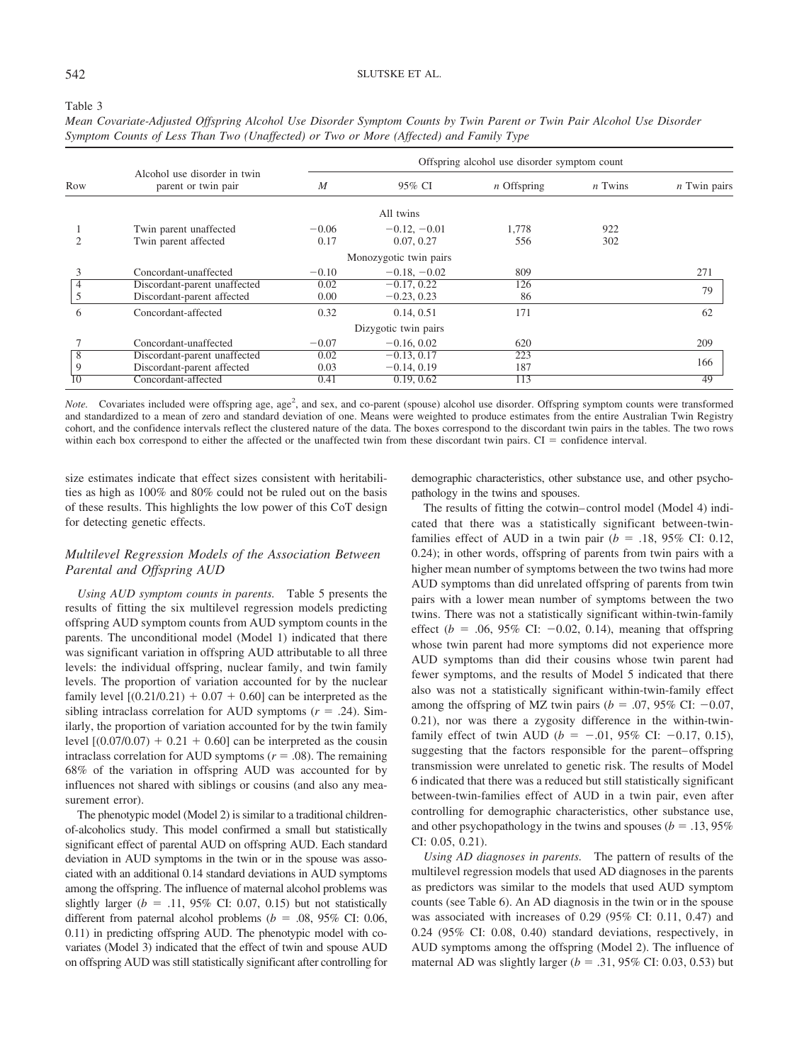Table 3

*Mean Covariate-Adjusted Offspring Alcohol Use Disorder Symptom Counts by Twin Parent or Twin Pair Alcohol Use Disorder Symptom Counts of Less Than Two (Unaffected) or Two or More (Affected) and Family Type*

| Row | Alcohol use disorder in twin parent or twin pair | Offspring alcohol use disorder symptom count | | | | |
|---|---|---|---|---|---|---|
| | | *M* | 95% CI | *n* Offspring | *n* Twins | *n* Twin pairs |
| | | All twins | | | | |
| 1 | Twin parent unaffected | −0.06 | −0.12, −0.01 | 1,778 | 922 | |
| 2 | Twin parent affected | 0.17 | 0.07, 0.27 | 556 | 302 | |
| | | Monozygotic twin pairs | | | | |
| 3 | Concordant-unaffected | −0.10 | −0.18, −0.02 | 809 | | 271 |
| 4 | Discordant-parent unaffected | 0.02 | −0.17, 0.22 | 126 | | 79 |
| 5 | Discordant-parent affected | 0.00 | −0.23, 0.23 | 86 | | |
| 6 | Concordant-affected | 0.32 | 0.14, 0.51 | 171 | | 62 |
| | | Dizygotic twin pairs | | | | |
| 7 | Concordant-unaffected | −0.07 | −0.16, 0.02 | 620 | | 209 |
| 8 | Discordant-parent unaffected | 0.02 | −0.13, 0.17 | 223 | | 166 |
| 9 | Discordant-parent affected | 0.03 | −0.14, 0.19 | 187 | | |
| 10 | Concordant-affected | 0.41 | 0.19, 0.62 | 113 | | 49 |

*Note.* Covariates included were offspring age, age$^2$, and sex, and co-parent (spouse) alcohol use disorder. Offspring symptom counts were transformed and standardized to a mean of zero and standard deviation of one. Means were weighted to produce estimates from the entire Australian Twin Registry cohort, and the confidence intervals reflect the clustered nature of the data. The boxes correspond to the discordant twin pairs in the tables. The two rows within each box correspond to either the affected or the unaffected twin from these discordant twin pairs. CI = confidence interval.

size estimates indicate that effect sizes consistent with heritabilities as high as 100% and 80% could not be ruled out on the basis of these results. This highlights the low power of this CoT design for detecting genetic effects.

### Multilevel Regression Models of the Association Between Parental and Offspring AUD

*Using AUD symptom counts in parents.* Table 5 presents the results of fitting the six multilevel regression models predicting offspring AUD symptom counts from AUD symptom counts in the parents. The unconditional model (Model 1) indicated that there was significant variation in offspring AUD attributable to all three levels: the individual offspring, nuclear family, and twin family levels. The proportion of variation accounted for by the nuclear family level $[(0.21/0.21) + 0.07 + 0.60]$ can be interpreted as the sibling intraclass correlation for AUD symptoms ($r = .24$). Similarly, the proportion of variation accounted for by the twin family level $[(0.07/0.07) + 0.21 + 0.60]$ can be interpreted as the cousin intraclass correlation for AUD symptoms ($r = .08$). The remaining 68% of the variation in offspring AUD was accounted for by influences not shared with siblings or cousins (and also any measurement error).

The phenotypic model (Model 2) is similar to a traditional children-of-alcoholics study. This model confirmed a small but statistically significant effect of parental AUD on offspring AUD. Each standard deviation in AUD symptoms in the twin or in the spouse was associated with an additional 0.14 standard deviations in AUD symptoms among the offspring. The influence of maternal alcohol problems was slightly larger ($b = .11$, 95% CI: 0.07, 0.15) but not statistically different from paternal alcohol problems ($b = .08$, 95% CI: 0.06, 0.11) in predicting offspring AUD. The phenotypic model with covariates (Model 3) indicated that the effect of twin and spouse AUD on offspring AUD was still statistically significant after controlling for demographic characteristics, other substance use, and other psychopathology in the twins and spouses.

The results of fitting the cotwin–control model (Model 4) indicated that there was a statistically significant between-twin-families effect of AUD in a twin pair ($b = .18$, 95% CI: 0.12, 0.24); in other words, offspring of parents from twin pairs with a higher mean number of symptoms between the two twins had more AUD symptoms than did unrelated offspring of parents from twin pairs with a lower mean number of symptoms between the two twins. There was not a statistically significant within-twin-family effect ($b = .06$, 95% CI: −0.02, 0.14), meaning that offspring whose twin parent had more symptoms did not experience more AUD symptoms than did their cousins whose twin parent had fewer symptoms, and the results of Model 5 indicated that there also was not a statistically significant within-twin-family effect among the offspring of MZ twin pairs ($b = .07$, 95% CI: −0.07, 0.21), nor was there a zygosity difference in the within-twin-family effect of twin AUD ($b = -.01$, 95% CI: −0.17, 0.15), suggesting that the factors responsible for the parent–offspring transmission were unrelated to genetic risk. The results of Model 6 indicated that there was a reduced but still statistically significant between-twin-families effect of AUD in a twin pair, even after controlling for demographic characteristics, other substance use, and other psychopathology in the twins and spouses ($b = .13$, 95% CI: 0.05, 0.21).

*Using AD diagnoses in parents.* The pattern of results of the multilevel regression models that used AD diagnoses in the parents as predictors was similar to the models that used AUD symptom counts (see Table 6). An AD diagnosis in the twin or in the spouse was associated with increases of 0.29 (95% CI: 0.11, 0.47) and 0.24 (95% CI: 0.08, 0.40) standard deviations, respectively, in AUD symptoms among the offspring (Model 2). The influence of maternal AD was slightly larger ($b = .31$, 95% CI: 0.03, 0.53) but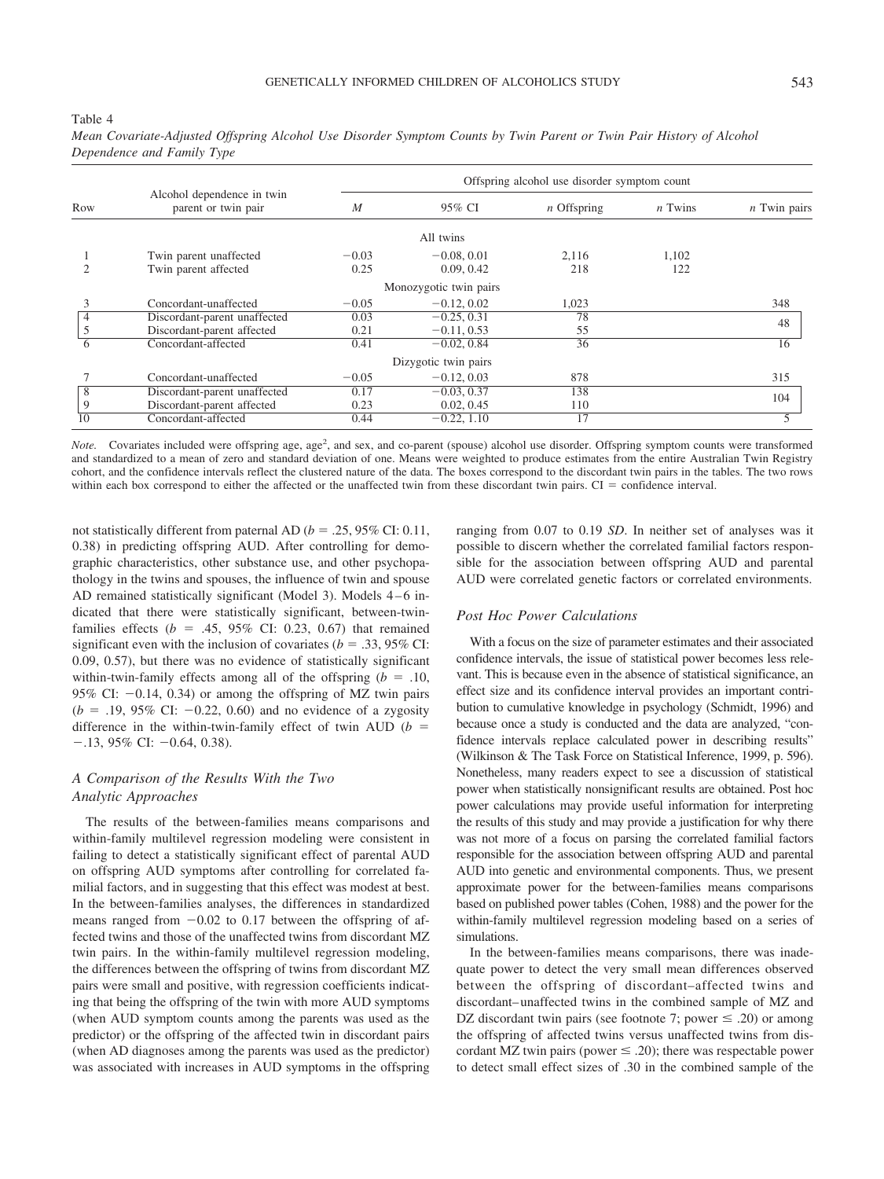Table 4

*Mean Covariate-Adjusted Offspring Alcohol Use Disorder Symptom Counts by Twin Parent or Twin Pair History of Alcohol Dependence and Family Type*

| Row | Alcohol dependence in twin parent or twin pair | Offspring alcohol use disorder symptom count | | | | |
|---|---|---|---|---|---|---|
| | | *M* | 95% CI | *n* Offspring | *n* Twins | *n* Twin pairs |
| | | | All twins | | | |
| 1 | Twin parent unaffected | −0.03 | −0.08, 0.01 | 2,116 | 1,102 | |
| 2 | Twin parent affected | 0.25 | 0.09, 0.42 | 218 | 122 | |
| | | | Monozygotic twin pairs | | | |
| 3 | Concordant-unaffected | −0.05 | −0.12, 0.02 | 1,023 | | 348 |
| 4 | Discordant-parent unaffected | 0.03 | −0.25, 0.31 | 78 | | 48 |
| 5 | Discordant-parent affected | 0.21 | −0.11, 0.53 | 55 | | |
| 6 | Concordant-affected | 0.41 | −0.02, 0.84 | 36 | | 16 |
| | | | Dizygotic twin pairs | | | |
| 7 | Concordant-unaffected | −0.05 | −0.12, 0.03 | 878 | | 315 |
| 8 | Discordant-parent unaffected | 0.17 | −0.03, 0.37 | 138 | | 104 |
| 9 | Discordant-parent affected | 0.23 | 0.02, 0.45 | 110 | | |
| 10 | Concordant-affected | 0.44 | −0.22, 1.10 | 17 | | 5 |

*Note.* Covariates included were offspring age, age$^2$, and sex, and co-parent (spouse) alcohol use disorder. Offspring symptom counts were transformed and standardized to a mean of zero and standard deviation of one. Means were weighted to produce estimates from the entire Australian Twin Registry cohort, and the confidence intervals reflect the clustered nature of the data. The boxes correspond to the discordant twin pairs in the tables. The two rows within each box correspond to either the affected or the unaffected twin from these discordant twin pairs. CI = confidence interval.

not statistically different from paternal AD ($b$ = .25, 95% CI: 0.11, 0.38) in predicting offspring AUD. After controlling for demographic characteristics, other substance use, and other psychopathology in the twins and spouses, the influence of twin and spouse AD remained statistically significant (Model 3). Models 4–6 indicated that there were statistically significant, between-twin-families effects ($b$ = .45, 95% CI: 0.23, 0.67) that remained significant even with the inclusion of covariates ($b$ = .33, 95% CI: 0.09, 0.57), but there was no evidence of statistically significant within-twin-family effects among all of the offspring ($b$ = .10, 95% CI: −0.14, 0.34) or among the offspring of MZ twin pairs ($b$ = .19, 95% CI: −0.22, 0.60) and no evidence of a zygosity difference in the within-twin-family effect of twin AUD ($b$ = −.13, 95% CI: −0.64, 0.38).

### A Comparison of the Results With the Two Analytic Approaches

The results of the between-families means comparisons and within-family multilevel regression modeling were consistent in failing to detect a statistically significant effect of parental AUD on offspring AUD symptoms after controlling for correlated familial factors, and in suggesting that this effect was modest at best. In the between-families analyses, the differences in standardized means ranged from −0.02 to 0.17 between the offspring of affected twins and those of the unaffected twins from discordant MZ twin pairs. In the within-family multilevel regression modeling, the differences between the offspring of twins from discordant MZ pairs were small and positive, with regression coefficients indicating that being the offspring of the twin with more AUD symptoms (when AUD symptom counts among the parents was used as the predictor) or the offspring of the affected twin in discordant pairs (when AD diagnoses among the parents was used as the predictor) was associated with increases in AUD symptoms in the offspring ranging from 0.07 to 0.19 *SD*. In neither set of analyses was it possible to discern whether the correlated familial factors responsible for the association between offspring AUD and parental AUD were correlated genetic factors or correlated environments.

### Post Hoc Power Calculations

With a focus on the size of parameter estimates and their associated confidence intervals, the issue of statistical power becomes less relevant. This is because even in the absence of statistical significance, an effect size and its confidence interval provides an important contribution to cumulative knowledge in psychology (Schmidt, 1996) and because once a study is conducted and the data are analyzed, "confidence intervals replace calculated power in describing results" (Wilkinson & The Task Force on Statistical Inference, 1999, p. 596). Nonetheless, many readers expect to see a discussion of statistical power when statistically nonsignificant results are obtained. Post hoc power calculations may provide useful information for interpreting the results of this study and may provide a justification for why there was not more of a focus on parsing the correlated familial factors responsible for the association between offspring AUD and parental AUD into genetic and environmental components. Thus, we present approximate power for the between-families means comparisons based on published power tables (Cohen, 1988) and the power for the within-family multilevel regression modeling based on a series of simulations.

In the between-families means comparisons, there was inadequate power to detect the very small mean differences observed between the offspring of discordant–affected twins and discordant–unaffected twins in the combined sample of MZ and DZ discordant twin pairs (see footnote 7; power ≤ .20) or among the offspring of affected twins versus unaffected twins from discordant MZ twin pairs (power ≤ .20); there was respectable power to detect small effect sizes of .30 in the combined sample of the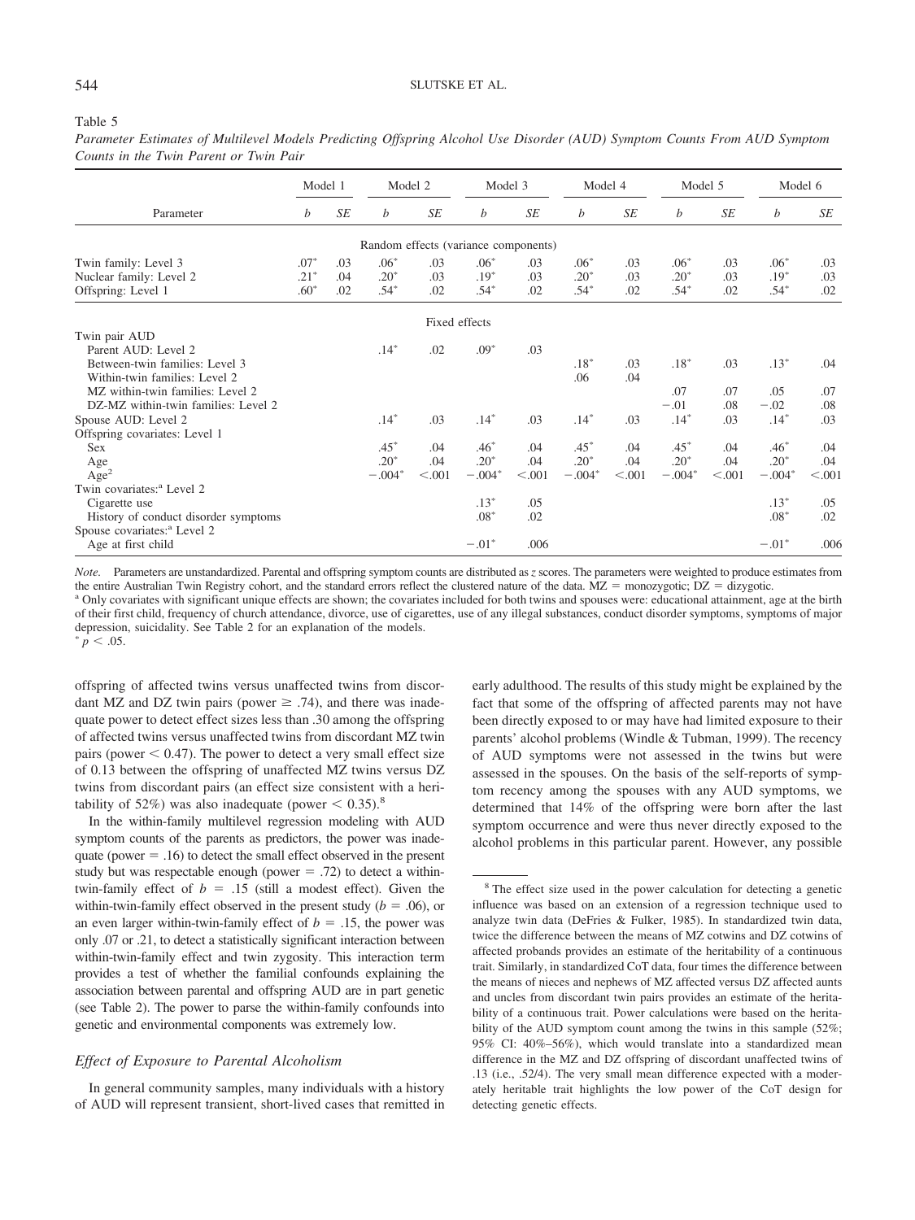Table 5

*Parameter Estimates of Multilevel Models Predicting Offspring Alcohol Use Disorder (AUD) Symptom Counts From AUD Symptom Counts in the Twin Parent or Twin Pair*

| Parameter | Model 1 | | Model 2 | | Model 3 | | Model 4 | | Model 5 | | Model 6 | |
|---|---|---|---|---|---|---|---|---|---|---|---|---|
| | *b* | *SE* | *b* | *SE* | *b* | *SE* | *b* | *SE* | *b* | *SE* | *b* | *SE* |
| **Random effects (variance components)** | | | | | | | | | | | | |
| Twin family: Level 3 | .07* | .03 | .06* | .03 | .06* | .03 | .06* | .03 | .06* | .03 | .06* | .03 |
| Nuclear family: Level 2 | .21* | .04 | .20* | .03 | .19* | .03 | .20* | .03 | .20* | .03 | .19* | .03 |
| Offspring: Level 1 | .60* | .02 | .54* | .02 | .54* | .02 | .54* | .02 | .54* | .02 | .54* | .02 |
| **Fixed effects** | | | | | | | | | | | | |
| Twin pair AUD | | | | | | | | | | | | |
| Parent AUD: Level 2 | | | .14* | .02 | .09* | .03 | | | | | | |
| Between-twin families: Level 3 | | | | | | | .18* | .03 | .18* | .03 | .13* | .04 |
| Within-twin families: Level 2 | | | | | | | .06 | .04 | | | | |
| MZ within-twin families: Level 2 | | | | | | | | | .07 | .07 | .05 | .07 |
| DZ-MZ within-twin families: Level 2 | | | | | | | | | −.01 | .08 | −.02 | .08 |
| Spouse AUD: Level 2 | | | .14* | .03 | .14* | .03 | .14* | .03 | .14* | .03 | .14* | .03 |
| Offspring covariates: Level 1 | | | | | | | | | | | | |
| Sex | | | .45* | .04 | .46* | .04 | .45* | .04 | .45* | .04 | .46* | .04 |
| Age | | | .20* | .04 | .20* | .04 | .20* | .04 | .20* | .04 | .20* | .04 |
| Age$^2$ | | | −.004* | <.001 | −.004* | <.001 | −.004* | <.001 | −.004* | <.001 | −.004* | <.001 |
| Twin covariates:[a] Level 2 | | | | | | | | | | | | |
| Cigarette use | | | | | .13* | .05 | | | | | .13* | .05 |
| History of conduct disorder symptoms | | | | | .08* | .02 | | | | | .08* | .02 |
| Spouse covariates:[a] Level 2 | | | | | | | | | | | | |
| Age at first child | | | | | −.01* | .006 | | | | | −.01* | .006 |

*Note.* Parameters are unstandardized. Parental and offspring symptom counts are distributed as *z* scores. The parameters were weighted to produce estimates from the entire Australian Twin Registry cohort, and the standard errors reflect the clustered nature of the data. MZ = monozygotic; DZ = dizygotic.
[a] Only covariates with significant unique effects are shown; the covariates included for both twins and spouses were: educational attainment, age at the birth of their first child, frequency of church attendance, divorce, use of cigarettes, use of any illegal substances, conduct disorder symptoms, symptoms of major depression, suicidality. See Table 2 for an explanation of the models.
* $p < .05$.

offspring of affected twins versus unaffected twins from discordant MZ and DZ twin pairs (power ≥ .74), and there was inadequate power to detect effect sizes less than .30 among the offspring of affected twins versus unaffected twins from discordant MZ twin pairs (power < 0.47). The power to detect a very small effect size of 0.13 between the offspring of unaffected MZ twins versus DZ twins from discordant pairs (an effect size consistent with a heritability of 52%) was also inadequate (power < 0.35).[8]

In the within-family multilevel regression modeling with AUD symptom counts of the parents as predictors, the power was inadequate (power = .16) to detect the small effect observed in the present study but was respectable enough (power = .72) to detect a within-twin-family effect of $b$ = .15 (still a modest effect). Given the within-twin-family effect observed in the present study ($b$ = .06), or an even larger within-twin-family effect of $b$ = .15, the power was only .07 or .21, to detect a statistically significant interaction between within-twin-family effect and twin zygosity. This interaction term provides a test of whether the familial confounds explaining the association between parental and offspring AUD are in part genetic (see Table 2). The power to parse the within-family confounds into genetic and environmental components was extremely low.

### *Effect of Exposure to Parental Alcoholism*

In general community samples, many individuals with a history of AUD will represent transient, short-lived cases that remitted in early adulthood. The results of this study might be explained by the fact that some of the offspring of affected parents may not have been directly exposed to or may have had limited exposure to their parents' alcohol problems (Windle & Tubman, 1999). The recency of AUD symptoms were not assessed in the twins but were assessed in the spouses. On the basis of the self-reports of symptom recency among the spouses with any AUD symptoms, we determined that 14% of the offspring were born after the last symptom occurrence and were thus never directly exposed to the alcohol problems in this particular parent. However, any possible

[8] The effect size used in the power calculation for detecting a genetic influence was based on an extension of a regression technique used to analyze twin data (DeFries & Fulker, 1985). In standardized twin data, twice the difference between the means of MZ cotwins and DZ cotwins of affected probands provides an estimate of the heritability of a continuous trait. Similarly, in standardized CoT data, four times the difference between the means of nieces and nephews of MZ affected versus DZ affected aunts and uncles from discordant twin pairs provides an estimate of the heritability of a continuous trait. Power calculations were based on the heritability of the AUD symptom count among the twins in this sample (52%; 95% CI: 40%–56%), which would translate into a standardized mean difference in the MZ and DZ offspring of discordant unaffected twins of .13 (i.e., .52/4). The very small mean difference expected with a moderately heritable trait highlights the low power of the CoT design for detecting genetic effects.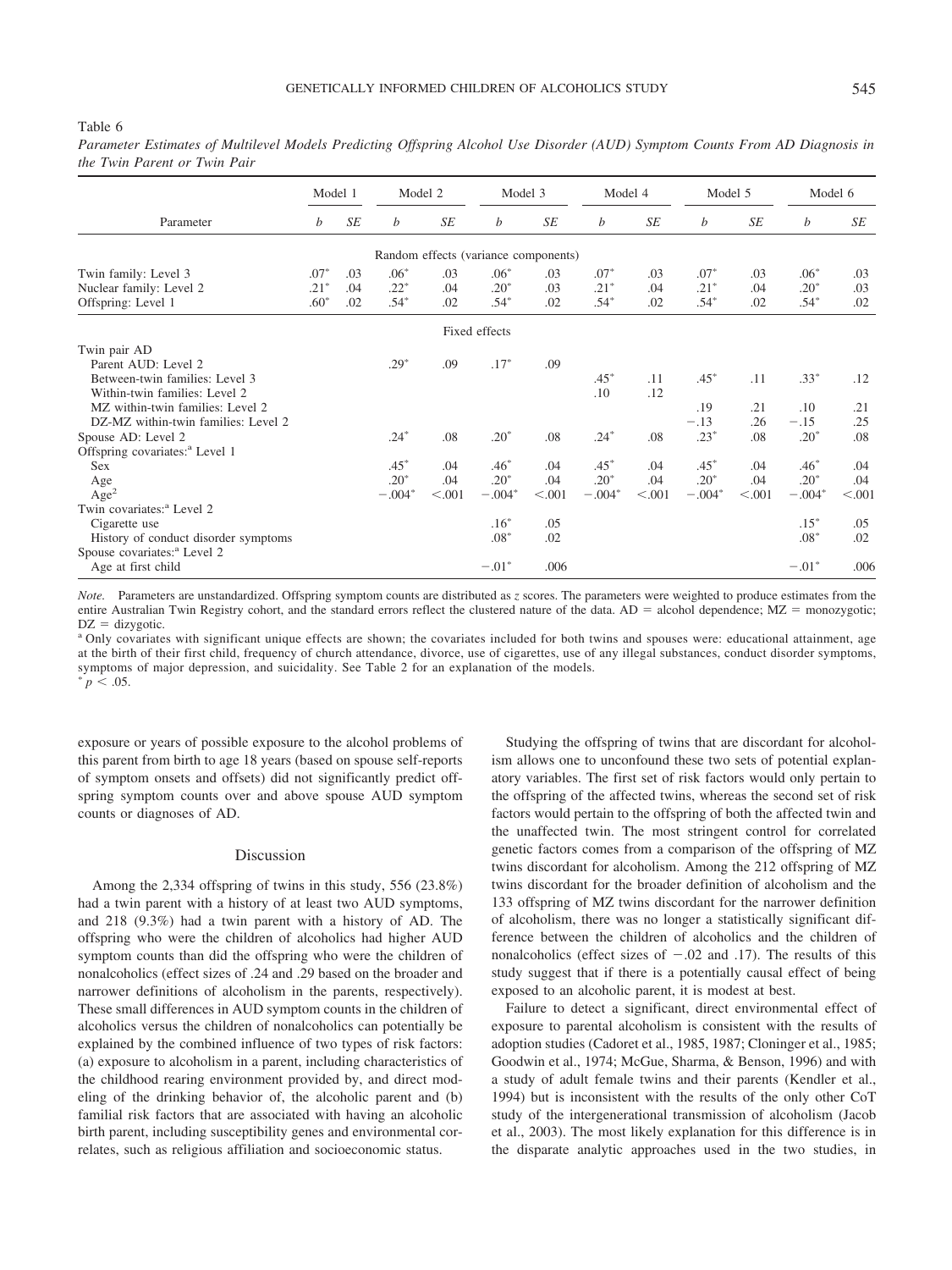Table 6

*Parameter Estimates of Multilevel Models Predicting Offspring Alcohol Use Disorder (AUD) Symptom Counts From AD Diagnosis in the Twin Parent or Twin Pair*

| Parameter | Model 1 | | Model 2 | | Model 3 | | Model 4 | | Model 5 | | Model 6 | |
|---|---|---|---|---|---|---|---|---|---|---|---|---|
| | *b* | *SE* | *b* | *SE* | *b* | *SE* | *b* | *SE* | *b* | *SE* | *b* | *SE* |
| **Random effects (variance components)** | | | | | | | | | | | | |
| Twin family: Level 3 | .07* | .03 | .06* | .03 | .06* | .03 | .07* | .03 | .07* | .03 | .06* | .03 |
| Nuclear family: Level 2 | .21* | .04 | .22* | .04 | .20* | .03 | .21* | .04 | .21* | .04 | .20* | .03 |
| Offspring: Level 1 | .60* | .02 | .54* | .02 | .54* | .02 | .54* | .02 | .54* | .02 | .54* | .02 |
| **Fixed effects** | | | | | | | | | | | | |
| Twin pair AD | | | | | | | | | | | | |
| Parent AUD: Level 2 | | | .29* | .09 | .17* | .09 | | | | | | |
| Between-twin families: Level 3 | | | | | | | .45* | .11 | .45* | .11 | .33* | .12 |
| Within-twin families: Level 2 | | | | | | | .10 | .12 | | | | |
| MZ within-twin families: Level 2 | | | | | | | | | .19 | .21 | .10 | .21 |
| DZ-MZ within-twin families: Level 2 | | | | | | | | | −.13 | .26 | −.15 | .25 |
| Spouse AD: Level 2 | | | .24* | .08 | .20* | .08 | .24* | .08 | .23* | .08 | .20* | .08 |
| Offspring covariates:[a] Level 1 | | | | | | | | | | | | |
| Sex | | | .45* | .04 | .46* | .04 | .45* | .04 | .45* | .04 | .46* | .04 |
| Age | | | .20* | .04 | .20* | .04 | .20* | .04 | .20* | .04 | .20* | .04 |
| Age² | | | −.004* | <.001 | −.004* | <.001 | −.004* | <.001 | −.004* | <.001 | −.004* | <.001 |
| Twin covariates:[a] Level 2 | | | | | | | | | | | | |
| Cigarette use | | | | | .16* | .05 | | | | | .15* | .05 |
| History of conduct disorder symptoms | | | | | .08* | .02 | | | | | .08* | .02 |
| Spouse covariates:[a] Level 2 | | | | | | | | | | | | |
| Age at first child | | | | | −.01* | .006 | | | | | −.01* | .006 |

*Note.* Parameters are unstandardized. Offspring symptom counts are distributed as *z* scores. The parameters were weighted to produce estimates from the entire Australian Twin Registry cohort, and the standard errors reflect the clustered nature of the data. AD = alcohol dependence; MZ = monozygotic; DZ = dizygotic.
[a] Only covariates with significant unique effects are shown; the covariates included for both twins and spouses were: educational attainment, age at the birth of their first child, frequency of church attendance, divorce, use of cigarettes, use of any illegal substances, conduct disorder symptoms, symptoms of major depression, and suicidality. See Table 2 for an explanation of the models.
* $p < .05$.

exposure or years of possible exposure to the alcohol problems of this parent from birth to age 18 years (based on spouse self-reports of symptom onsets and offsets) did not significantly predict offspring symptom counts over and above spouse AUD symptom counts or diagnoses of AD.

## Discussion

Among the 2,334 offspring of twins in this study, 556 (23.8%) had a twin parent with a history of at least two AUD symptoms, and 218 (9.3%) had a twin parent with a history of AD. The offspring who were the children of alcoholics had higher AUD symptom counts than did the offspring who were the children of nonalcoholics (effect sizes of .24 and .29 based on the broader and narrower definitions of alcoholism in the parents, respectively). These small differences in AUD symptom counts in the children of alcoholics versus the children of nonalcoholics can potentially be explained by the combined influence of two types of risk factors: (a) exposure to alcoholism in a parent, including characteristics of the childhood rearing environment provided by, and direct modeling of the drinking behavior of, the alcoholic parent and (b) familial risk factors that are associated with having an alcoholic birth parent, including susceptibility genes and environmental correlates, such as religious affiliation and socioeconomic status.

Studying the offspring of twins that are discordant for alcoholism allows one to unconfound these two sets of potential explanatory variables. The first set of risk factors would only pertain to the offspring of the affected twins, whereas the second set of risk factors would pertain to the offspring of both the affected twin and the unaffected twin. The most stringent control for correlated genetic factors comes from a comparison of the offspring of MZ twins discordant for alcoholism. Among the 212 offspring of MZ twins discordant for the broader definition of alcoholism and the 133 offspring of MZ twins discordant for the narrower definition of alcoholism, there was no longer a statistically significant difference between the children of alcoholics and the children of nonalcoholics (effect sizes of −.02 and .17). The results of this study suggest that if there is a potentially causal effect of being exposed to an alcoholic parent, it is modest at best.

Failure to detect a significant, direct environmental effect of exposure to parental alcoholism is consistent with the results of adoption studies (Cadoret et al., 1985, 1987; Cloninger et al., 1985; Goodwin et al., 1974; McGue, Sharma, & Benson, 1996) and with a study of adult female twins and their parents (Kendler et al., 1994) but is inconsistent with the results of the only other CoT study of the intergenerational transmission of alcoholism (Jacob et al., 2003). The most likely explanation for this difference is in the disparate analytic approaches used in the two studies, in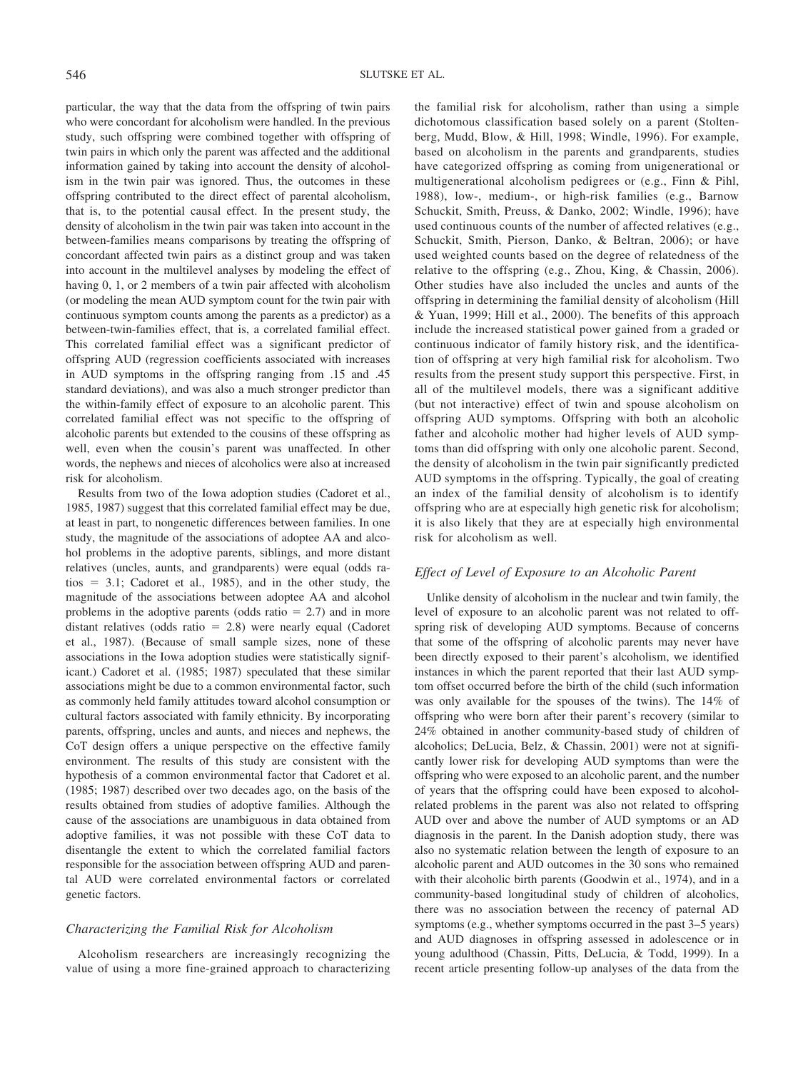particular, the way that the data from the offspring of twin pairs who were concordant for alcoholism were handled. In the previous study, such offspring were combined together with offspring of twin pairs in which only the parent was affected and the additional information gained by taking into account the density of alcoholism in the twin pair was ignored. Thus, the outcomes in these offspring contributed to the direct effect of parental alcoholism, that is, to the potential causal effect. In the present study, the density of alcoholism in the twin pair was taken into account in the between-families means comparisons by treating the offspring of concordant affected twin pairs as a distinct group and was taken into account in the multilevel analyses by modeling the effect of having 0, 1, or 2 members of a twin pair affected with alcoholism (or modeling the mean AUD symptom count for the twin pair with continuous symptom counts among the parents as a predictor) as a between-twin-families effect, that is, a correlated familial effect. This correlated familial effect was a significant predictor of offspring AUD (regression coefficients associated with increases in AUD symptoms in the offspring ranging from .15 and .45 standard deviations), and was also a much stronger predictor than the within-family effect of exposure to an alcoholic parent. This correlated familial effect was not specific to the offspring of alcoholic parents but extended to the cousins of these offspring as well, even when the cousin's parent was unaffected. In other words, the nephews and nieces of alcoholics were also at increased risk for alcoholism.

Results from two of the Iowa adoption studies (Cadoret et al., 1985, 1987) suggest that this correlated familial effect may be due, at least in part, to nongenetic differences between families. In one study, the magnitude of the associations of adoptee AA and alcohol problems in the adoptive parents, siblings, and more distant relatives (uncles, aunts, and grandparents) were equal (odds ratios = 3.1; Cadoret et al., 1985), and in the other study, the magnitude of the associations between adoptee AA and alcohol problems in the adoptive parents (odds ratio = 2.7) and in more distant relatives (odds ratio = 2.8) were nearly equal (Cadoret et al., 1987). (Because of small sample sizes, none of these associations in the Iowa adoption studies were statistically significant.) Cadoret et al. (1985; 1987) speculated that these similar associations might be due to a common environmental factor, such as commonly held family attitudes toward alcohol consumption or cultural factors associated with family ethnicity. By incorporating parents, offspring, uncles and aunts, and nieces and nephews, the CoT design offers a unique perspective on the effective family environment. The results of this study are consistent with the hypothesis of a common environmental factor that Cadoret et al. (1985; 1987) described over two decades ago, on the basis of the results obtained from studies of adoptive families. Although the cause of the associations are unambiguous in data obtained from adoptive families, it was not possible with these CoT data to disentangle the extent to which the correlated familial factors responsible for the association between offspring AUD and parental AUD were correlated environmental factors or correlated genetic factors.

### *Characterizing the Familial Risk for Alcoholism*

Alcoholism researchers are increasingly recognizing the value of using a more fine-grained approach to characterizing the familial risk for alcoholism, rather than using a simple dichotomous classification based solely on a parent (Stoltenberg, Mudd, Blow, & Hill, 1998; Windle, 1996). For example, based on alcoholism in the parents and grandparents, studies have categorized offspring as coming from unigenerational or multigenerational alcoholism pedigrees or (e.g., Finn & Pihl, 1988), low-, medium-, or high-risk families (e.g., Barnow Schuckit, Smith, Preuss, & Danko, 2002; Windle, 1996); have used continuous counts of the number of affected relatives (e.g., Schuckit, Smith, Pierson, Danko, & Beltran, 2006); or have used weighted counts based on the degree of relatedness of the relative to the offspring (e.g., Zhou, King, & Chassin, 2006). Other studies have also included the uncles and aunts of the offspring in determining the familial density of alcoholism (Hill & Yuan, 1999; Hill et al., 2000). The benefits of this approach include the increased statistical power gained from a graded or continuous indicator of family history risk, and the identification of offspring at very high familial risk for alcoholism. Two results from the present study support this perspective. First, in all of the multilevel models, there was a significant additive (but not interactive) effect of twin and spouse alcoholism on offspring AUD symptoms. Offspring with both an alcoholic father and alcoholic mother had higher levels of AUD symptoms than did offspring with only one alcoholic parent. Second, the density of alcoholism in the twin pair significantly predicted AUD symptoms in the offspring. Typically, the goal of creating an index of the familial density of alcoholism is to identify offspring who are at especially high genetic risk for alcoholism; it is also likely that they are at especially high environmental risk for alcoholism as well.

### *Effect of Level of Exposure to an Alcoholic Parent*

Unlike density of alcoholism in the nuclear and twin family, the level of exposure to an alcoholic parent was not related to offspring risk of developing AUD symptoms. Because of concerns that some of the offspring of alcoholic parents may never have been directly exposed to their parent's alcoholism, we identified instances in which the parent reported that their last AUD symptom offset occurred before the birth of the child (such information was only available for the spouses of the twins). The 14% of offspring who were born after their parent's recovery (similar to 24% obtained in another community-based study of children of alcoholics; DeLucia, Belz, & Chassin, 2001) were not at significantly lower risk for developing AUD symptoms than were the offspring who were exposed to an alcoholic parent, and the number of years that the offspring could have been exposed to alcohol-related problems in the parent was also not related to offspring AUD over and above the number of AUD symptoms or an AD diagnosis in the parent. In the Danish adoption study, there was also no systematic relation between the length of exposure to an alcoholic parent and AUD outcomes in the 30 sons who remained with their alcoholic birth parents (Goodwin et al., 1974), and in a community-based longitudinal study of children of alcoholics, there was no association between the recency of paternal AD symptoms (e.g., whether symptoms occurred in the past 3–5 years) and AUD diagnoses in offspring assessed in adolescence or in young adulthood (Chassin, Pitts, DeLucia, & Todd, 1999). In a recent article presenting follow-up analyses of the data from the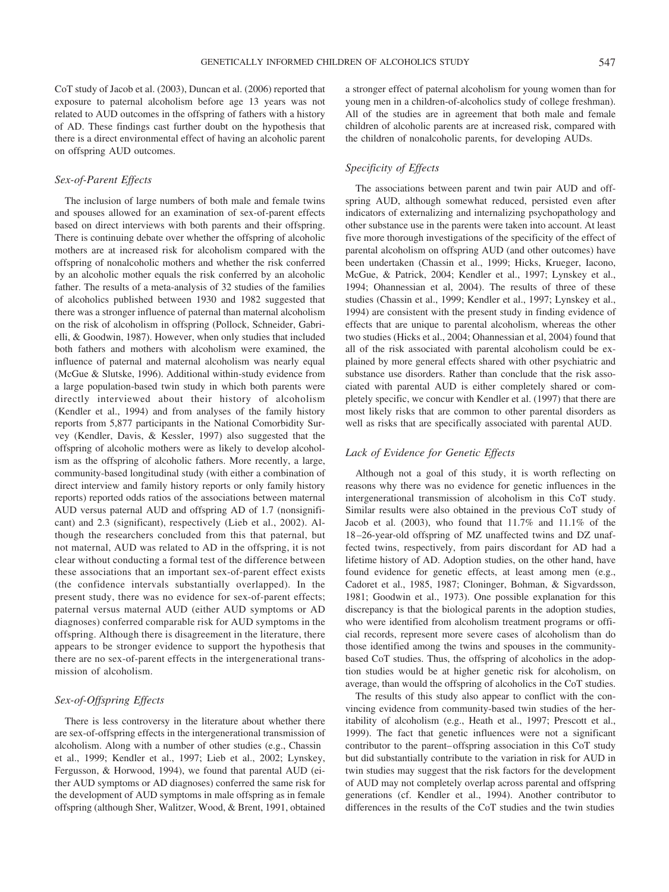CoT study of Jacob et al. (2003), Duncan et al. (2006) reported that exposure to paternal alcoholism before age 13 years was not related to AUD outcomes in the offspring of fathers with a history of AD. These findings cast further doubt on the hypothesis that there is a direct environmental effect of having an alcoholic parent on offspring AUD outcomes.

### *Sex-of-Parent Effects*

The inclusion of large numbers of both male and female twins and spouses allowed for an examination of sex-of-parent effects based on direct interviews with both parents and their offspring. There is continuing debate over whether the offspring of alcoholic mothers are at increased risk for alcoholism compared with the offspring of nonalcoholic mothers and whether the risk conferred by an alcoholic mother equals the risk conferred by an alcoholic father. The results of a meta-analysis of 32 studies of the families of alcoholics published between 1930 and 1982 suggested that there was a stronger influence of paternal than maternal alcoholism on the risk of alcoholism in offspring (Pollock, Schneider, Gabrielli, & Goodwin, 1987). However, when only studies that included both fathers and mothers with alcoholism were examined, the influence of paternal and maternal alcoholism was nearly equal (McGue & Slutske, 1996). Additional within-study evidence from a large population-based twin study in which both parents were directly interviewed about their history of alcoholism (Kendler et al., 1994) and from analyses of the family history reports from 5,877 participants in the National Comorbidity Survey (Kendler, Davis, & Kessler, 1997) also suggested that the offspring of alcoholic mothers were as likely to develop alcoholism as the offspring of alcoholic fathers. More recently, a large, community-based longitudinal study (with either a combination of direct interview and family history reports or only family history reports) reported odds ratios of the associations between maternal AUD versus paternal AUD and offspring AD of 1.7 (nonsignificant) and 2.3 (significant), respectively (Lieb et al., 2002). Although the researchers concluded from this that paternal, but not maternal, AUD was related to AD in the offspring, it is not clear without conducting a formal test of the difference between these associations that an important sex-of-parent effect exists (the confidence intervals substantially overlapped). In the present study, there was no evidence for sex-of-parent effects; paternal versus maternal AUD (either AUD symptoms or AD diagnoses) conferred comparable risk for AUD symptoms in the offspring. Although there is disagreement in the literature, there appears to be stronger evidence to support the hypothesis that there are no sex-of-parent effects in the intergenerational transmission of alcoholism.

### *Sex-of-Offspring Effects*

There is less controversy in the literature about whether there are sex-of-offspring effects in the intergenerational transmission of alcoholism. Along with a number of other studies (e.g., Chassin et al., 1999; Kendler et al., 1997; Lieb et al., 2002; Lynskey, Fergusson, & Horwood, 1994), we found that parental AUD (either AUD symptoms or AD diagnoses) conferred the same risk for the development of AUD symptoms in male offspring as in female offspring (although Sher, Walitzer, Wood, & Brent, 1991, obtained a stronger effect of paternal alcoholism for young women than for young men in a children-of-alcoholics study of college freshman). All of the studies are in agreement that both male and female children of alcoholic parents are at increased risk, compared with the children of nonalcoholic parents, for developing AUDs.

### *Specificity of Effects*

The associations between parent and twin pair AUD and offspring AUD, although somewhat reduced, persisted even after indicators of externalizing and internalizing psychopathology and other substance use in the parents were taken into account. At least five more thorough investigations of the specificity of the effect of parental alcoholism on offspring AUD (and other outcomes) have been undertaken (Chassin et al., 1999; Hicks, Krueger, Iacono, McGue, & Patrick, 2004; Kendler et al., 1997; Lynskey et al., 1994; Ohannessian et al, 2004). The results of three of these studies (Chassin et al., 1999; Kendler et al., 1997; Lynskey et al., 1994) are consistent with the present study in finding evidence of effects that are unique to parental alcoholism, whereas the other two studies (Hicks et al., 2004; Ohannessian et al, 2004) found that all of the risk associated with parental alcoholism could be explained by more general effects shared with other psychiatric and substance use disorders. Rather than conclude that the risk associated with parental AUD is either completely shared or completely specific, we concur with Kendler et al. (1997) that there are most likely risks that are common to other parental disorders as well as risks that are specifically associated with parental AUD.

### *Lack of Evidence for Genetic Effects*

Although not a goal of this study, it is worth reflecting on reasons why there was no evidence for genetic influences in the intergenerational transmission of alcoholism in this CoT study. Similar results were also obtained in the previous CoT study of Jacob et al. (2003), who found that 11.7% and 11.1% of the 18–26-year-old offspring of MZ unaffected twins and DZ unaffected twins, respectively, from pairs discordant for AD had a lifetime history of AD. Adoption studies, on the other hand, have found evidence for genetic effects, at least among men (e.g., Cadoret et al., 1985, 1987; Cloninger, Bohman, & Sigvardsson, 1981; Goodwin et al., 1973). One possible explanation for this discrepancy is that the biological parents in the adoption studies, who were identified from alcoholism treatment programs or official records, represent more severe cases of alcoholism than do those identified among the twins and spouses in the community-based CoT studies. Thus, the offspring of alcoholics in the adoption studies would be at higher genetic risk for alcoholism, on average, than would the offspring of alcoholics in the CoT studies.

The results of this study also appear to conflict with the convincing evidence from community-based twin studies of the heritability of alcoholism (e.g., Heath et al., 1997; Prescott et al., 1999). The fact that genetic influences were not a significant contributor to the parent–offspring association in this CoT study but did substantially contribute to the variation in risk for AUD in twin studies may suggest that the risk factors for the development of AUD may not completely overlap across parental and offspring generations (cf. Kendler et al., 1994). Another contributor to differences in the results of the CoT studies and the twin studies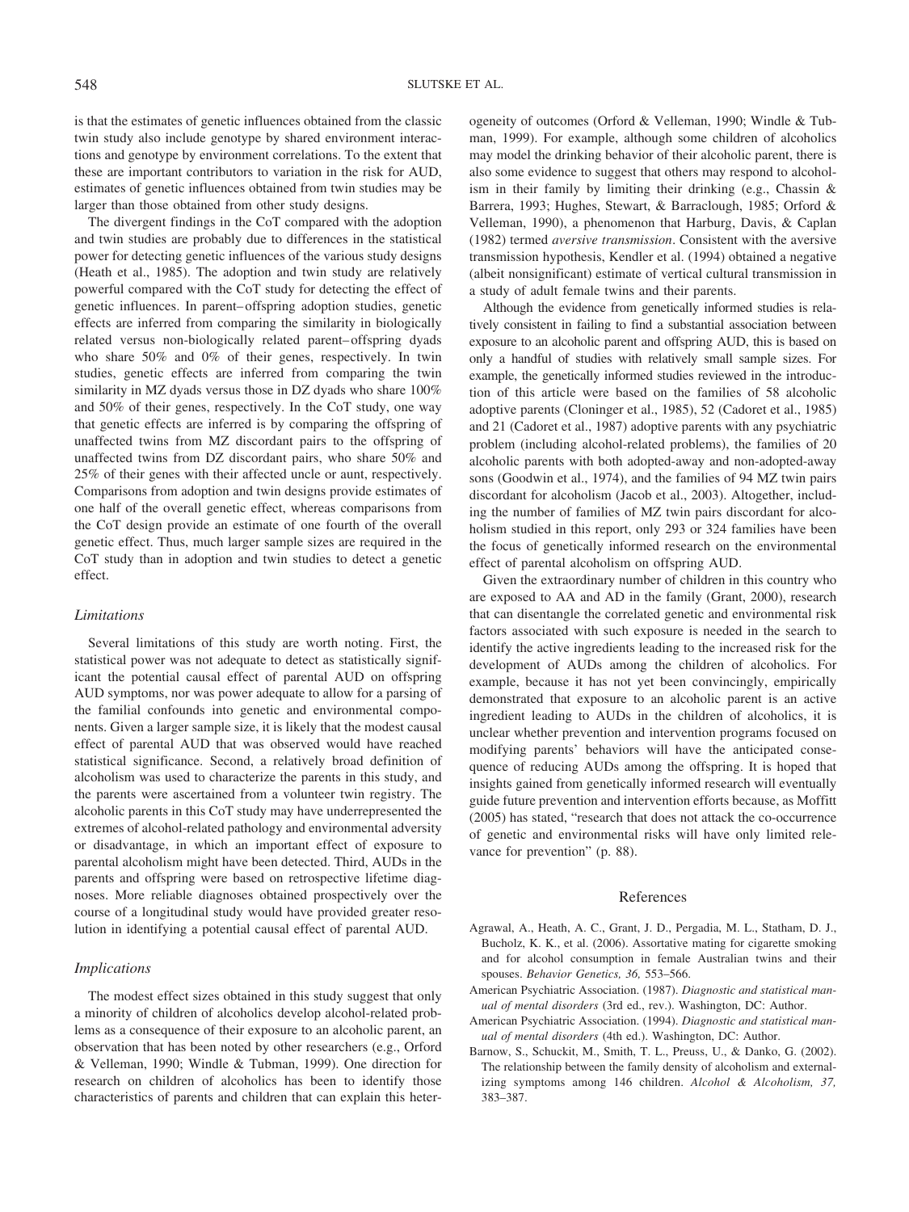is that the estimates of genetic influences obtained from the classic twin study also include genotype by shared environment interactions and genotype by environment correlations. To the extent that these are important contributors to variation in the risk for AUD, estimates of genetic influences obtained from twin studies may be larger than those obtained from other study designs.

The divergent findings in the CoT compared with the adoption and twin studies are probably due to differences in the statistical power for detecting genetic influences of the various study designs (Heath et al., 1985). The adoption and twin study are relatively powerful compared with the CoT study for detecting the effect of genetic influences. In parent–offspring adoption studies, genetic effects are inferred from comparing the similarity in biologically related versus non-biologically related parent–offspring dyads who share 50% and 0% of their genes, respectively. In twin studies, genetic effects are inferred from comparing the twin similarity in MZ dyads versus those in DZ dyads who share 100% and 50% of their genes, respectively. In the CoT study, one way that genetic effects are inferred is by comparing the offspring of unaffected twins from MZ discordant pairs to the offspring of unaffected twins from DZ discordant pairs, who share 50% and 25% of their genes with their affected uncle or aunt, respectively. Comparisons from adoption and twin designs provide estimates of one half of the overall genetic effect, whereas comparisons from the CoT design provide an estimate of one fourth of the overall genetic effect. Thus, much larger sample sizes are required in the CoT study than in adoption and twin studies to detect a genetic effect.

### *Limitations*

Several limitations of this study are worth noting. First, the statistical power was not adequate to detect as statistically significant the potential causal effect of parental AUD on offspring AUD symptoms, nor was power adequate to allow for a parsing of the familial confounds into genetic and environmental components. Given a larger sample size, it is likely that the modest causal effect of parental AUD that was observed would have reached statistical significance. Second, a relatively broad definition of alcoholism was used to characterize the parents in this study, and the parents were ascertained from a volunteer twin registry. The alcoholic parents in this CoT study may have underrepresented the extremes of alcohol-related pathology and environmental adversity or disadvantage, in which an important effect of exposure to parental alcoholism might have been detected. Third, AUDs in the parents and offspring were based on retrospective lifetime diagnoses. More reliable diagnoses obtained prospectively over the course of a longitudinal study would have provided greater resolution in identifying a potential causal effect of parental AUD.

### *Implications*

The modest effect sizes obtained in this study suggest that only a minority of children of alcoholics develop alcohol-related problems as a consequence of their exposure to an alcoholic parent, an observation that has been noted by other researchers (e.g., Orford & Velleman, 1990; Windle & Tubman, 1999). One direction for research on children of alcoholics has been to identify those characteristics of parents and children that can explain this heterogeneity of outcomes (Orford & Velleman, 1990; Windle & Tubman, 1999). For example, although some children of alcoholics may model the drinking behavior of their alcoholic parent, there is also some evidence to suggest that others may respond to alcoholism in their family by limiting their drinking (e.g., Chassin & Barrera, 1993; Hughes, Stewart, & Barraclough, 1985; Orford & Velleman, 1990), a phenomenon that Harburg, Davis, & Caplan (1982) termed *aversive transmission*. Consistent with the aversive transmission hypothesis, Kendler et al. (1994) obtained a negative (albeit nonsignificant) estimate of vertical cultural transmission in a study of adult female twins and their parents.

Although the evidence from genetically informed studies is relatively consistent in failing to find a substantial association between exposure to an alcoholic parent and offspring AUD, this is based on only a handful of studies with relatively small sample sizes. For example, the genetically informed studies reviewed in the introduction of this article were based on the families of 58 alcoholic adoptive parents (Cloninger et al., 1985), 52 (Cadoret et al., 1985) and 21 (Cadoret et al., 1987) adoptive parents with any psychiatric problem (including alcohol-related problems), the families of 20 alcoholic parents with both adopted-away and non-adopted-away sons (Goodwin et al., 1974), and the families of 94 MZ twin pairs discordant for alcoholism (Jacob et al., 2003). Altogether, including the number of families of MZ twin pairs discordant for alcoholism studied in this report, only 293 or 324 families have been the focus of genetically informed research on the environmental effect of parental alcoholism on offspring AUD.

Given the extraordinary number of children in this country who are exposed to AA and AD in the family (Grant, 2000), research that can disentangle the correlated genetic and environmental risk factors associated with such exposure is needed in the search to identify the active ingredients leading to the increased risk for the development of AUDs among the children of alcoholics. For example, because it has not yet been convincingly, empirically demonstrated that exposure to an alcoholic parent is an active ingredient leading to AUDs in the children of alcoholics, it is unclear whether prevention and intervention programs focused on modifying parents' behaviors will have the anticipated consequence of reducing AUDs among the offspring. It is hoped that insights gained from genetically informed research will eventually guide future prevention and intervention efforts because, as Moffitt (2005) has stated, "research that does not attack the co-occurrence of genetic and environmental risks will have only limited relevance for prevention" (p. 88).

## References

Agrawal, A., Heath, A. C., Grant, J. D., Pergadia, M. L., Statham, D. J., Bucholz, K. K., et al. (2006). Assortative mating for cigarette smoking and for alcohol consumption in female Australian twins and their spouses. *Behavior Genetics, 36,* 553–566.

American Psychiatric Association. (1987). *Diagnostic and statistical manual of mental disorders* (3rd ed., rev.). Washington, DC: Author.

American Psychiatric Association. (1994). *Diagnostic and statistical manual of mental disorders* (4th ed.). Washington, DC: Author.

Barnow, S., Schuckit, M., Smith, T. L., Preuss, U., & Danko, G. (2002). The relationship between the family density of alcoholism and externalizing symptoms among 146 children. *Alcohol & Alcoholism, 37,* 383–387.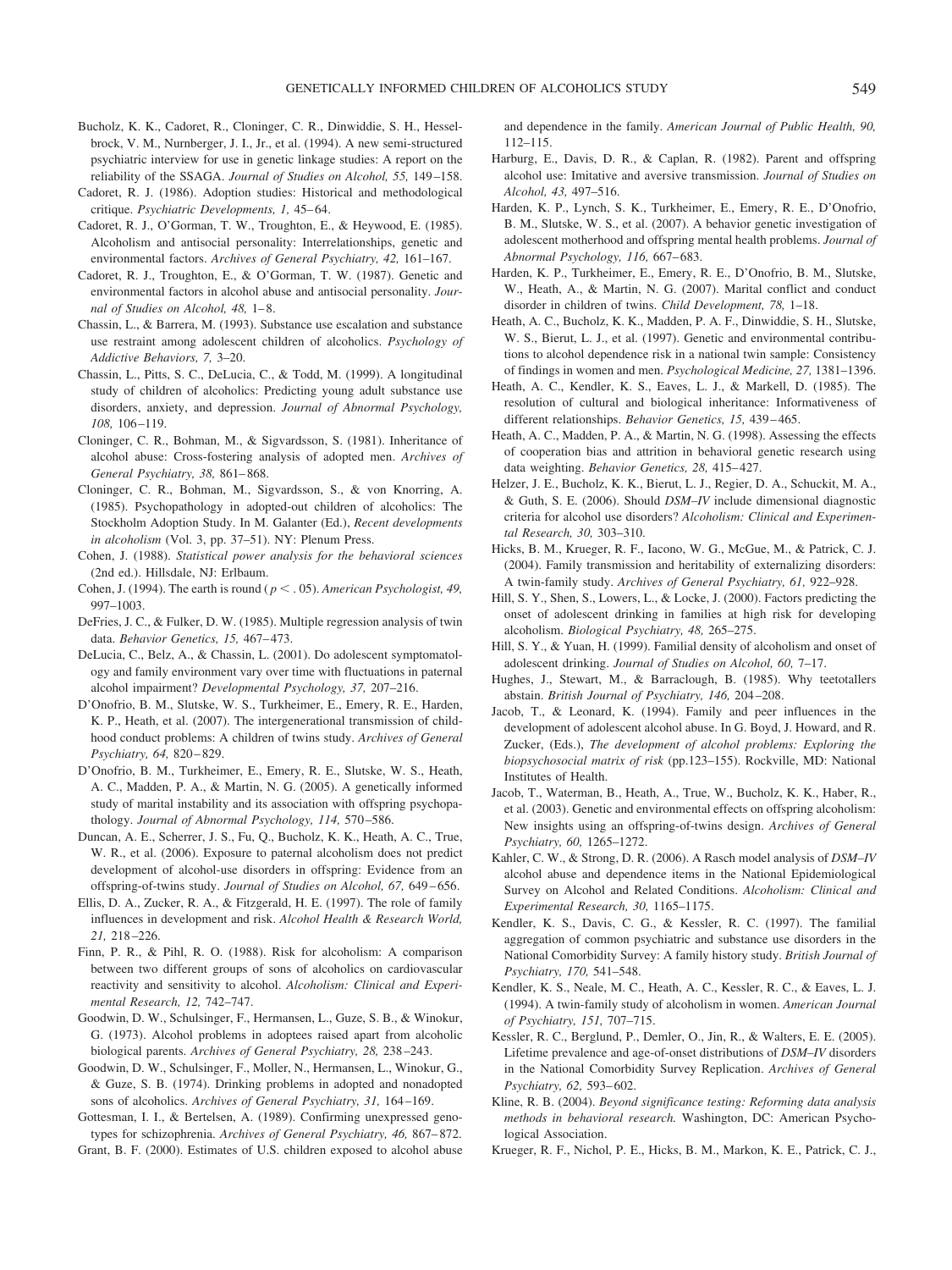Bucholz, K. K., Cadoret, R., Cloninger, C. R., Dinwiddie, S. H., Hesselbrock, V. M., Nurnberger, J. I., Jr., et al. (1994). A new semi-structured psychiatric interview for use in genetic linkage studies: A report on the reliability of the SSAGA. *Journal of Studies on Alcohol, 55,* 149–158.

Cadoret, R. J. (1986). Adoption studies: Historical and methodological critique. *Psychiatric Developments, 1,* 45–64.

Cadoret, R. J., O'Gorman, T. W., Troughton, E., & Heywood, E. (1985). Alcoholism and antisocial personality: Interrelationships, genetic and environmental factors. *Archives of General Psychiatry, 42,* 161–167.

Cadoret, R. J., Troughton, E., & O'Gorman, T. W. (1987). Genetic and environmental factors in alcohol abuse and antisocial personality. *Journal of Studies on Alcohol, 48,* 1–8.

Chassin, L., & Barrera, M. (1993). Substance use escalation and substance use restraint among adolescent children of alcoholics. *Psychology of Addictive Behaviors, 7,* 3–20.

Chassin, L., Pitts, S. C., DeLucia, C., & Todd, M. (1999). A longitudinal study of children of alcoholics: Predicting young adult substance use disorders, anxiety, and depression. *Journal of Abnormal Psychology, 108,* 106–119.

Cloninger, C. R., Bohman, M., & Sigvardsson, S. (1981). Inheritance of alcohol abuse: Cross-fostering analysis of adopted men. *Archives of General Psychiatry, 38,* 861–868.

Cloninger, C. R., Bohman, M., Sigvardsson, S., & von Knorring, A. (1985). Psychopathology in adopted-out children of alcoholics: The Stockholm Adoption Study. In M. Galanter (Ed.), *Recent developments in alcoholism* (Vol. 3, pp. 37–51). NY: Plenum Press.

Cohen, J. (1988). *Statistical power analysis for the behavioral sciences* (2nd ed.). Hillsdale, NJ: Erlbaum.

Cohen, J. (1994). The earth is round ($p < .05$). *American Psychologist, 49,* 997–1003.

DeFries, J. C., & Fulker, D. W. (1985). Multiple regression analysis of twin data. *Behavior Genetics, 15,* 467–473.

DeLucia, C., Belz, A., & Chassin, L. (2001). Do adolescent symptomatology and family environment vary over time with fluctuations in paternal alcohol impairment? *Developmental Psychology, 37,* 207–216.

D'Onofrio, B. M., Slutske, W. S., Turkheimer, E., Emery, R. E., Harden, K. P., Heath, et al. (2007). The intergenerational transmission of childhood conduct problems: A children of twins study. *Archives of General Psychiatry, 64,* 820–829.

D'Onofrio, B. M., Turkheimer, E., Emery, R. E., Slutske, W. S., Heath, A. C., Madden, P. A., & Martin, N. G. (2005). A genetically informed study of marital instability and its association with offspring psychopathology. *Journal of Abnormal Psychology, 114,* 570–586.

Duncan, A. E., Scherrer, J. S., Fu, Q., Bucholz, K. K., Heath, A. C., True, W. R., et al. (2006). Exposure to paternal alcoholism does not predict development of alcohol-use disorders in offspring: Evidence from an offspring-of-twins study. *Journal of Studies on Alcohol, 67,* 649–656.

Ellis, D. A., Zucker, R. A., & Fitzgerald, H. E. (1997). The role of family influences in development and risk. *Alcohol Health & Research World, 21,* 218–226.

Finn, P. R., & Pihl, R. O. (1988). Risk for alcoholism: A comparison between two different groups of sons of alcoholics on cardiovascular reactivity and sensitivity to alcohol. *Alcoholism: Clinical and Experimental Research, 12,* 742–747.

Goodwin, D. W., Schulsinger, F., Hermansen, L., Guze, S. B., & Winokur, G. (1973). Alcohol problems in adoptees raised apart from alcoholic biological parents. *Archives of General Psychiatry, 28,* 238–243.

Goodwin, D. W., Schulsinger, F., Moller, N., Hermansen, L., Winokur, G., & Guze, S. B. (1974). Drinking problems in adopted and nonadopted sons of alcoholics. *Archives of General Psychiatry, 31,* 164–169.

Gottesman, I. I., & Bertelsen, A. (1989). Confirming unexpressed genotypes for schizophrenia. *Archives of General Psychiatry, 46,* 867–872.

Grant, B. F. (2000). Estimates of U.S. children exposed to alcohol abuse and dependence in the family. *American Journal of Public Health, 90,* 112–115.

Harburg, E., Davis, D. R., & Caplan, R. (1982). Parent and offspring alcohol use: Imitative and aversive transmission. *Journal of Studies on Alcohol, 43,* 497–516.

Harden, K. P., Lynch, S. K., Turkheimer, E., Emery, R. E., D'Onofrio, B. M., Slutske, W. S., et al. (2007). A behavior genetic investigation of adolescent motherhood and offspring mental health problems. *Journal of Abnormal Psychology, 116,* 667–683.

Harden, K. P., Turkheimer, E., Emery, R. E., D'Onofrio, B. M., Slutske, W., Heath, A., & Martin, N. G. (2007). Marital conflict and conduct disorder in children of twins. *Child Development, 78,* 1–18.

Heath, A. C., Bucholz, K. K., Madden, P. A. F., Dinwiddie, S. H., Slutske, W. S., Bierut, L. J., et al. (1997). Genetic and environmental contributions to alcohol dependence risk in a national twin sample: Consistency of findings in women and men. *Psychological Medicine, 27,* 1381–1396.

Heath, A. C., Kendler, K. S., Eaves, L. J., & Markell, D. (1985). The resolution of cultural and biological inheritance: Informativeness of different relationships. *Behavior Genetics, 15,* 439–465.

Heath, A. C., Madden, P. A., & Martin, N. G. (1998). Assessing the effects of cooperation bias and attrition in behavioral genetic research using data weighting. *Behavior Genetics, 28,* 415–427.

Helzer, J. E., Bucholz, K. K., Bierut, L. J., Regier, D. A., Schuckit, M. A., & Guth, S. E. (2006). Should *DSM–IV* include dimensional diagnostic criteria for alcohol use disorders? *Alcoholism: Clinical and Experimental Research, 30,* 303–310.

Hicks, B. M., Krueger, R. F., Iacono, W. G., McGue, M., & Patrick, C. J. (2004). Family transmission and heritability of externalizing disorders: A twin-family study. *Archives of General Psychiatry, 61,* 922–928.

Hill, S. Y., Shen, S., Lowers, L., & Locke, J. (2000). Factors predicting the onset of adolescent drinking in families at high risk for developing alcoholism. *Biological Psychiatry, 48,* 265–275.

Hill, S. Y., & Yuan, H. (1999). Familial density of alcoholism and onset of adolescent drinking. *Journal of Studies on Alcohol, 60,* 7–17.

Hughes, J., Stewart, M., & Barraclough, B. (1985). Why teetotallers abstain. *British Journal of Psychiatry, 146,* 204–208.

Jacob, T., & Leonard, K. (1994). Family and peer influences in the development of adolescent alcohol abuse. In G. Boyd, J. Howard, and R. Zucker, (Eds.), *The development of alcohol problems: Exploring the biopsychosocial matrix of risk* (pp.123–155). Rockville, MD: National Institutes of Health.

Jacob, T., Waterman, B., Heath, A., True, W., Bucholz, K. K., Haber, R., et al. (2003). Genetic and environmental effects on offspring alcoholism: New insights using an offspring-of-twins design. *Archives of General Psychiatry, 60,* 1265–1272.

Kahler, C. W., & Strong, D. R. (2006). A Rasch model analysis of *DSM–IV* alcohol abuse and dependence items in the National Epidemiological Survey on Alcohol and Related Conditions. *Alcoholism: Clinical and Experimental Research, 30,* 1165–1175.

Kendler, K. S., Davis, C. G., & Kessler, R. C. (1997). The familial aggregation of common psychiatric and substance use disorders in the National Comorbidity Survey: A family history study. *British Journal of Psychiatry, 170,* 541–548.

Kendler, K. S., Neale, M. C., Heath, A. C., Kessler, R. C., & Eaves, L. J. (1994). A twin-family study of alcoholism in women. *American Journal of Psychiatry, 151,* 707–715.

Kessler, R. C., Berglund, P., Demler, O., Jin, R., & Walters, E. E. (2005). Lifetime prevalence and age-of-onset distributions of *DSM–IV* disorders in the National Comorbidity Survey Replication. *Archives of General Psychiatry, 62,* 593–602.

Kline, R. B. (2004). *Beyond significance testing: Reforming data analysis methods in behavioral research.* Washington, DC: American Psychological Association.

Krueger, R. F., Nichol, P. E., Hicks, B. M., Markon, K. E., Patrick, C. J.,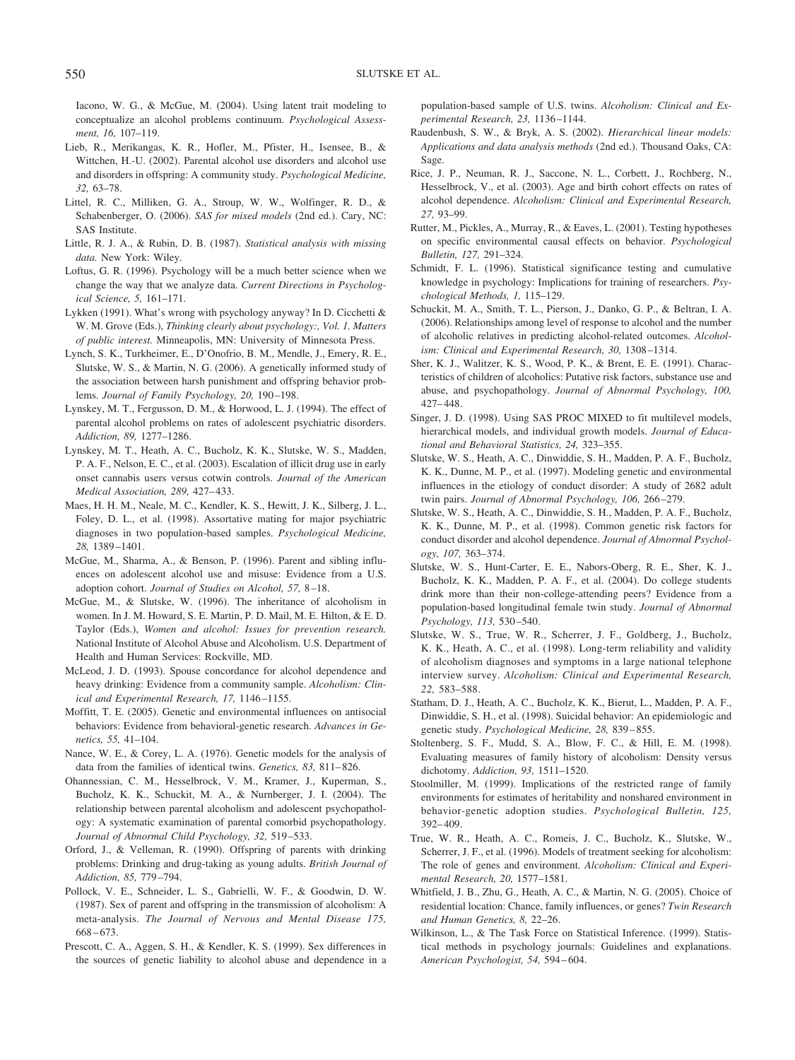Iacono, W. G., & McGue, M. (2004). Using latent trait modeling to conceptualize an alcohol problems continuum. *Psychological Assessment, 16,* 107–119.

Lieb, R., Merikangas, K. R., Hofler, M., Pfister, H., Isensee, B., & Wittchen, H.-U. (2002). Parental alcohol use disorders and alcohol use and disorders in offspring: A community study. *Psychological Medicine, 32,* 63–78.

Littel, R. C., Milliken, G. A., Stroup, W. W., Wolfinger, R. D., & Schabenberger, O. (2006). *SAS for mixed models* (2nd ed.). Cary, NC: SAS Institute.

Little, R. J. A., & Rubin, D. B. (1987). *Statistical analysis with missing data.* New York: Wiley.

Loftus, G. R. (1996). Psychology will be a much better science when we change the way that we analyze data. *Current Directions in Psychological Science, 5,* 161–171.

Lykken (1991). What's wrong with psychology anyway? In D. Cicchetti & W. M. Grove (Eds.), *Thinking clearly about psychology:, Vol. 1. Matters of public interest.* Minneapolis, MN: University of Minnesota Press.

Lynch, S. K., Turkheimer, E., D'Onofrio, B. M., Mendle, J., Emery, R. E., Slutske, W. S., & Martin, N. G. (2006). A genetically informed study of the association between harsh punishment and offspring behavior problems. *Journal of Family Psychology, 20,* 190–198.

Lynskey, M. T., Fergusson, D. M., & Horwood, L. J. (1994). The effect of parental alcohol problems on rates of adolescent psychiatric disorders. *Addiction, 89,* 1277–1286.

Lynskey, M. T., Heath, A. C., Bucholz, K. K., Slutske, W. S., Madden, P. A. F., Nelson, E. C., et al. (2003). Escalation of illicit drug use in early onset cannabis users versus cotwin controls. *Journal of the American Medical Association, 289,* 427–433.

Maes, H. H. M., Neale, M. C., Kendler, K. S., Hewitt, J. K., Silberg, J. L., Foley, D. L., et al. (1998). Assortative mating for major psychiatric diagnoses in two population-based samples. *Psychological Medicine, 28,* 1389–1401.

McGue, M., Sharma, A., & Benson, P. (1996). Parent and sibling influences on adolescent alcohol use and misuse: Evidence from a U.S. adoption cohort. *Journal of Studies on Alcohol, 57,* 8–18.

McGue, M., & Slutske, W. (1996). The inheritance of alcoholism in women. In J. M. Howard, S. E. Martin, P. D. Mail, M. E. Hilton, & E. D. Taylor (Eds.), *Women and alcohol: Issues for prevention research.* National Institute of Alcohol Abuse and Alcoholism. U.S. Department of Health and Human Services: Rockville, MD.

McLeod, J. D. (1993). Spouse concordance for alcohol dependence and heavy drinking: Evidence from a community sample. *Alcoholism: Clinical and Experimental Research, 17,* 1146–1155.

Moffitt, T. E. (2005). Genetic and environmental influences on antisocial behaviors: Evidence from behavioral-genetic research. *Advances in Genetics, 55,* 41–104.

Nance, W. E., & Corey, L. A. (1976). Genetic models for the analysis of data from the families of identical twins. *Genetics, 83,* 811–826.

Ohannessian, C. M., Hesselbrock, V. M., Kramer, J., Kuperman, S., Bucholz, K. K., Schuckit, M. A., & Nurnberger, J. I. (2004). The relationship between parental alcoholism and adolescent psychopathology: A systematic examination of parental comorbid psychopathology. *Journal of Abnormal Child Psychology, 32,* 519–533.

Orford, J., & Velleman, R. (1990). Offspring of parents with drinking problems: Drinking and drug-taking as young adults. *British Journal of Addiction, 85,* 779–794.

Pollock, V. E., Schneider, L. S., Gabrielli, W. F., & Goodwin, D. W. (1987). Sex of parent and offspring in the transmission of alcoholism: A meta-analysis. *The Journal of Nervous and Mental Disease 175,* 668–673.

Prescott, C. A., Aggen, S. H., & Kendler, K. S. (1999). Sex differences in the sources of genetic liability to alcohol abuse and dependence in a population-based sample of U.S. twins. *Alcoholism: Clinical and Experimental Research, 23,* 1136–1144.

Raudenbush, S. W., & Bryk, A. S. (2002). *Hierarchical linear models: Applications and data analysis methods* (2nd ed.). Thousand Oaks, CA: Sage.

Rice, J. P., Neuman, R. J., Saccone, N. L., Corbett, J., Rochberg, N., Hesselbrock, V., et al. (2003). Age and birth cohort effects on rates of alcohol dependence. *Alcoholism: Clinical and Experimental Research, 27,* 93–99.

Rutter, M., Pickles, A., Murray, R., & Eaves, L. (2001). Testing hypotheses on specific environmental causal effects on behavior. *Psychological Bulletin, 127,* 291–324.

Schmidt, F. L. (1996). Statistical significance testing and cumulative knowledge in psychology: Implications for training of researchers. *Psychological Methods, 1,* 115–129.

Schuckit, M. A., Smith, T. L., Pierson, J., Danko, G. P., & Beltran, I. A. (2006). Relationships among level of response to alcohol and the number of alcoholic relatives in predicting alcohol-related outcomes. *Alcoholism: Clinical and Experimental Research, 30,* 1308–1314.

Sher, K. J., Walitzer, K. S., Wood, P. K., & Brent, E. E. (1991). Characteristics of children of alcoholics: Putative risk factors, substance use and abuse, and psychopathology. *Journal of Abnormal Psychology, 100,* 427–448.

Singer, J. D. (1998). Using SAS PROC MIXED to fit multilevel models, hierarchical models, and individual growth models. *Journal of Educational and Behavioral Statistics, 24,* 323–355.

Slutske, W. S., Heath, A. C., Dinwiddie, S. H., Madden, P. A. F., Bucholz, K. K., Dunne, M. P., et al. (1997). Modeling genetic and environmental influences in the etiology of conduct disorder: A study of 2682 adult twin pairs. *Journal of Abnormal Psychology, 106,* 266–279.

Slutske, W. S., Heath, A. C., Dinwiddie, S. H., Madden, P. A. F., Bucholz, K. K., Dunne, M. P., et al. (1998). Common genetic risk factors for conduct disorder and alcohol dependence. *Journal of Abnormal Psychology, 107,* 363–374.

Slutske, W. S., Hunt-Carter, E. E., Nabors-Oberg, R. E., Sher, K. J., Bucholz, K. K., Madden, P. A. F., et al. (2004). Do college students drink more than their non-college-attending peers? Evidence from a population-based longitudinal female twin study. *Journal of Abnormal Psychology, 113,* 530–540.

Slutske, W. S., True, W. R., Scherrer, J. F., Goldberg, J., Bucholz, K. K., Heath, A. C., et al. (1998). Long-term reliability and validity of alcoholism diagnoses and symptoms in a large national telephone interview survey. *Alcoholism: Clinical and Experimental Research, 22,* 583–588.

Statham, D. J., Heath, A. C., Bucholz, K. K., Bierut, L., Madden, P. A. F., Dinwiddie, S. H., et al. (1998). Suicidal behavior: An epidemiologic and genetic study. *Psychological Medicine, 28,* 839–855.

Stoltenberg, S. F., Mudd, S. A., Blow, F. C., & Hill, E. M. (1998). Evaluating measures of family history of alcoholism: Density versus dichotomy. *Addiction, 93,* 1511–1520.

Stoolmiller, M. (1999). Implications of the restricted range of family environments for estimates of heritability and nonshared environment in behavior-genetic adoption studies. *Psychological Bulletin, 125,* 392–409.

True, W. R., Heath, A. C., Romeis, J. C., Bucholz, K., Slutske, W., Scherrer, J. F., et al. (1996). Models of treatment seeking for alcoholism: The role of genes and environment. *Alcoholism: Clinical and Experimental Research, 20,* 1577–1581.

Whitfield, J. B., Zhu, G., Heath, A. C., & Martin, N. G. (2005). Choice of residential location: Chance, family influences, or genes? *Twin Research and Human Genetics, 8,* 22–26.

Wilkinson, L., & The Task Force on Statistical Inference. (1999). Statistical methods in psychology journals: Guidelines and explanations. *American Psychologist, 54,* 594–604.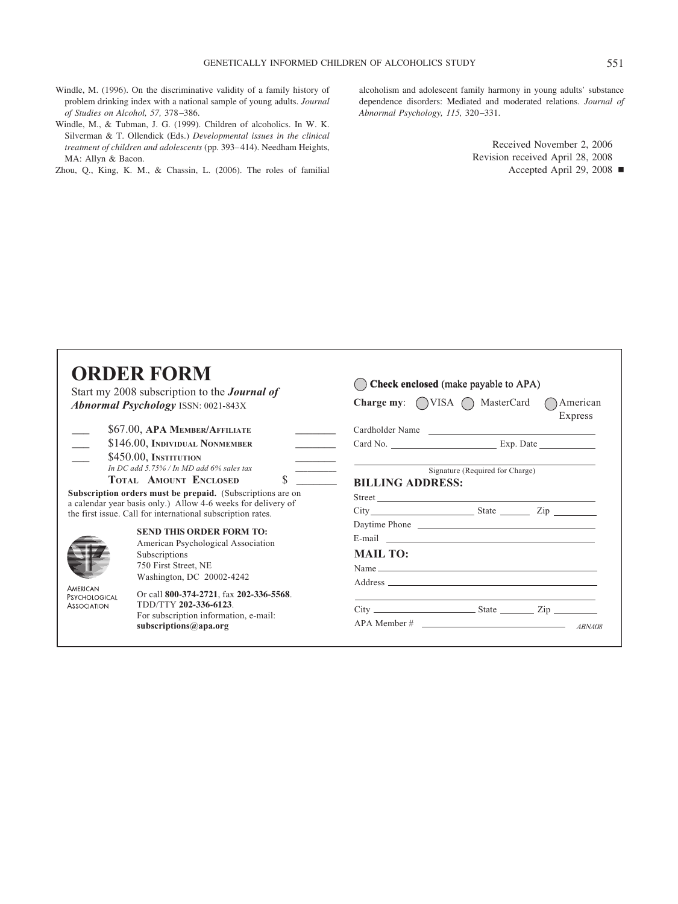Windle, M. (1996). On the discriminative validity of a family history of problem drinking index with a national sample of young adults. *Journal of Studies on Alcohol, 57,* 378–386.

Windle, M., & Tubman, J. G. (1999). Children of alcoholics. In W. K. Silverman & T. Ollendick (Eds.) *Developmental issues in the clinical treatment of children and adolescents* (pp. 393–414). Needham Heights, MA: Allyn & Bacon.

Zhou, Q., King, K. M., & Chassin, L. (2006). The roles of familial alcoholism and adolescent family harmony in young adults' substance dependence disorders: Mediated and moderated relations. *Journal of Abnormal Psychology, 115,* 320–331.

Received November 2, 2006
Revision received April 28, 2008
Accepted April 29, 2008 ■

# ORDER FORM

Start my 2008 subscription to the ***Journal of Abnormal Psychology*** ISSN: 0021-843X

___ $67.00, **APA Member/Affiliate** ________
___ $146.00, **Individual Nonmember** ________
___ $450.00, **Institution** ________
*In DC add 5.75% / In MD add 6% sales tax* ________
**Total Amount Enclosed** $ ________

**Subscription orders must be prepaid.** (Subscriptions are on a calendar year basis only.) Allow 4-6 weeks for delivery of the first issue. Call for international subscription rates.

**SEND THIS ORDER FORM TO:**
American Psychological Association
Subscriptions
750 First Street, NE
Washington, DC 20002-4242

American Psychological Association

Or call **800-374-2721**, fax **202-336-5568**.
TDD/TTY **202-336-6123**.
For subscription information, e-mail:
**subscriptions@apa.org**

○ **Check enclosed** (make payable to APA)

**Charge my**: ○ VISA ○ MasterCard ○ American Express

Cardholder Name ________________
Card No. ________________ Exp. Date ________

________________
Signature (Required for Charge)

**BILLING ADDRESS:**

Street ________________
City ________________ State ______ Zip ______
Daytime Phone ________________
E-mail ________________

**MAIL TO:**

Name ________________
Address ________________
________________
City ________________ State ______ Zip ______
APA Member # ________________

*ABNA08*